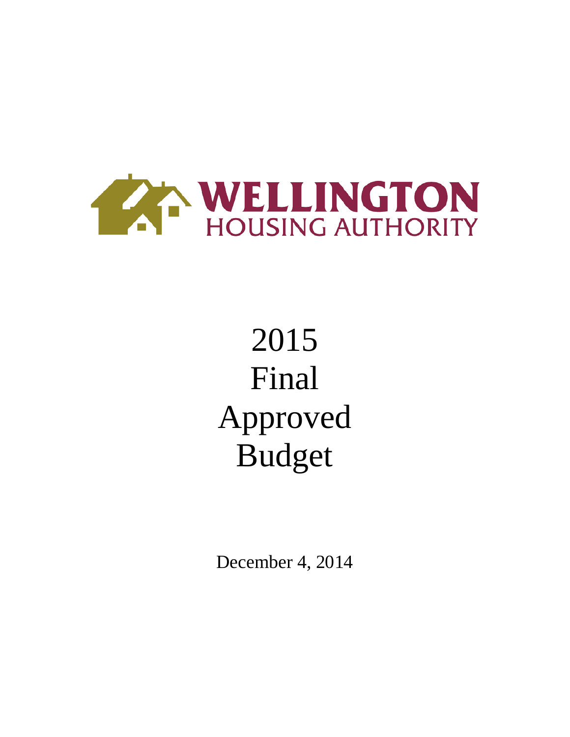WELLINGTON
HOUSING AUTHORITY

# 2015 Final Approved Budget

December 4, 2014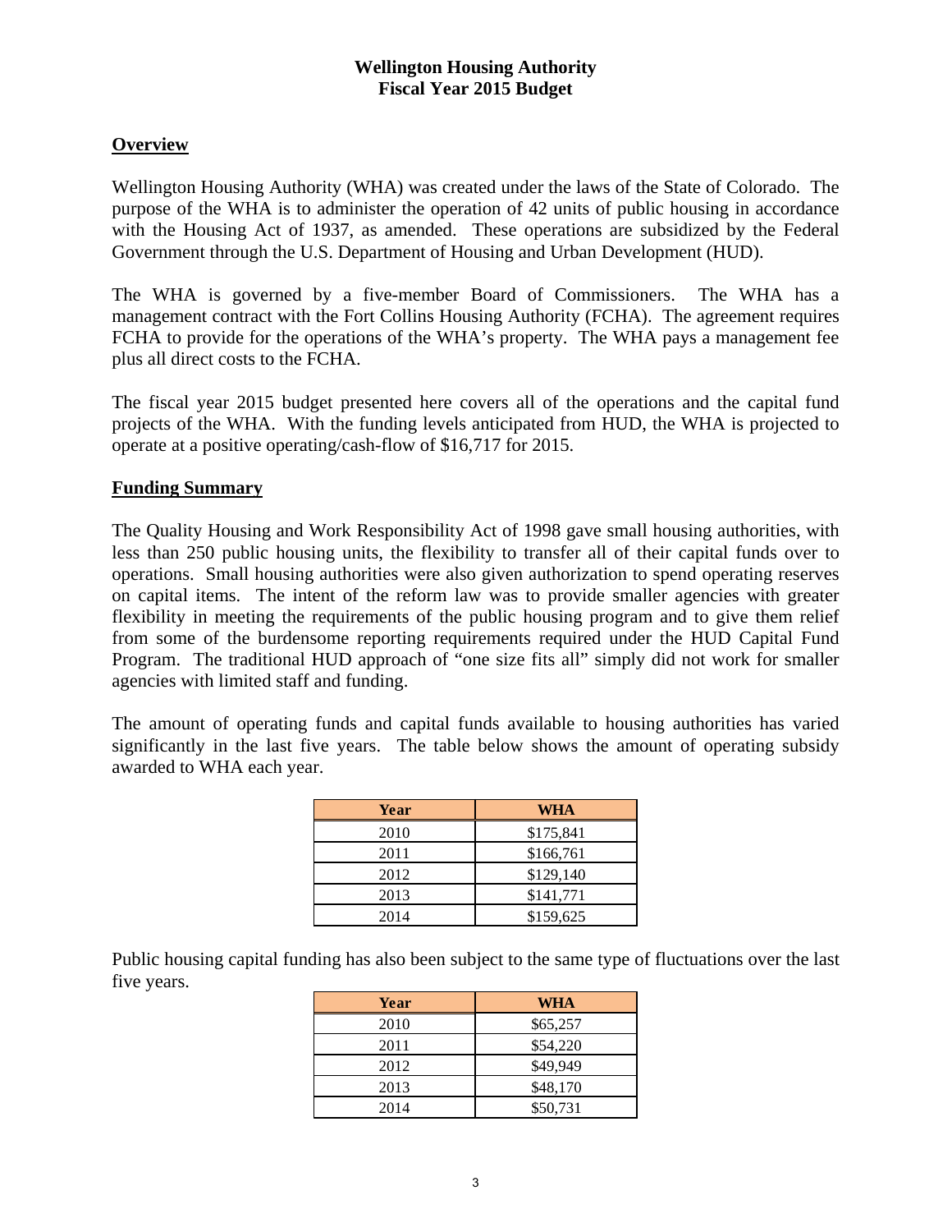# Wellington Housing Authority
# Fiscal Year 2015 Budget

## Overview

Wellington Housing Authority (WHA) was created under the laws of the State of Colorado. The purpose of the WHA is to administer the operation of 42 units of public housing in accordance with the Housing Act of 1937, as amended. These operations are subsidized by the Federal Government through the U.S. Department of Housing and Urban Development (HUD).

The WHA is governed by a five-member Board of Commissioners. The WHA has a management contract with the Fort Collins Housing Authority (FCHA). The agreement requires FCHA to provide for the operations of the WHA's property. The WHA pays a management fee plus all direct costs to the FCHA.

The fiscal year 2015 budget presented here covers all of the operations and the capital fund projects of the WHA. With the funding levels anticipated from HUD, the WHA is projected to operate at a positive operating/cash-flow of $16,717 for 2015.

## Funding Summary

The Quality Housing and Work Responsibility Act of 1998 gave small housing authorities, with less than 250 public housing units, the flexibility to transfer all of their capital funds over to operations. Small housing authorities were also given authorization to spend operating reserves on capital items. The intent of the reform law was to provide smaller agencies with greater flexibility in meeting the requirements of the public housing program and to give them relief from some of the burdensome reporting requirements required under the HUD Capital Fund Program. The traditional HUD approach of "one size fits all" simply did not work for smaller agencies with limited staff and funding.

The amount of operating funds and capital funds available to housing authorities has varied significantly in the last five years. The table below shows the amount of operating subsidy awarded to WHA each year.

| Year | WHA |
|---|---|
| 2010 | $175,841 |
| 2011 | $166,761 |
| 2012 | $129,140 |
| 2013 | $141,771 |
| 2014 | $159,625 |

Public housing capital funding has also been subject to the same type of fluctuations over the last five years.

| Year | WHA |
|---|---|
| 2010 | $65,257 |
| 2011 | $54,220 |
| 2012 | $49,949 |
| 2013 | $48,170 |
| 2014 | $50,731 |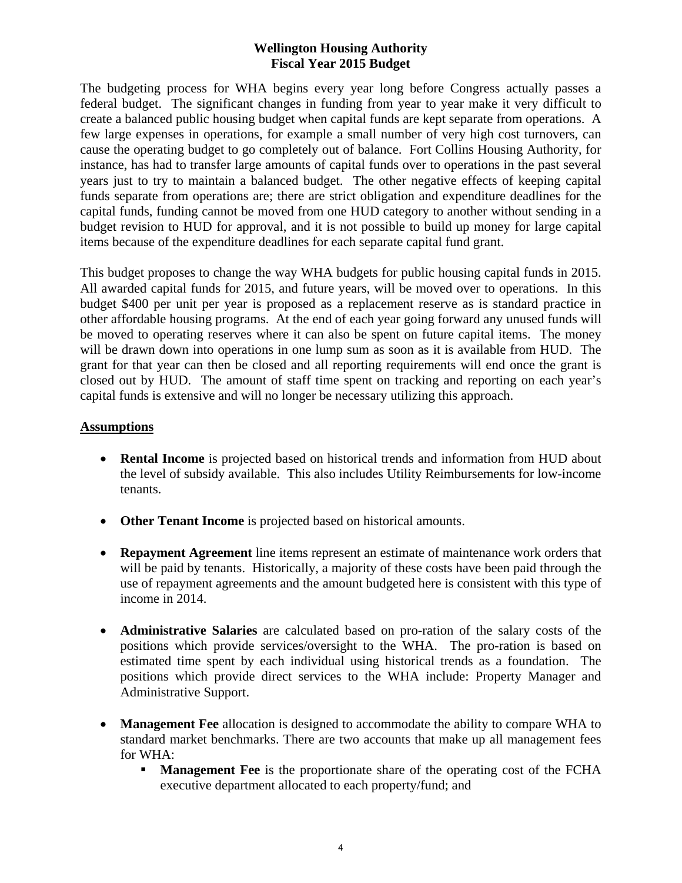**Wellington Housing Authority**
**Fiscal Year 2015 Budget**

The budgeting process for WHA begins every year long before Congress actually passes a federal budget. The significant changes in funding from year to year make it very difficult to create a balanced public housing budget when capital funds are kept separate from operations. A few large expenses in operations, for example a small number of very high cost turnovers, can cause the operating budget to go completely out of balance. Fort Collins Housing Authority, for instance, has had to transfer large amounts of capital funds over to operations in the past several years just to try to maintain a balanced budget. The other negative effects of keeping capital funds separate from operations are; there are strict obligation and expenditure deadlines for the capital funds, funding cannot be moved from one HUD category to another without sending in a budget revision to HUD for approval, and it is not possible to build up money for large capital items because of the expenditure deadlines for each separate capital fund grant.

This budget proposes to change the way WHA budgets for public housing capital funds in 2015. All awarded capital funds for 2015, and future years, will be moved over to operations. In this budget $400 per unit per year is proposed as a replacement reserve as is standard practice in other affordable housing programs. At the end of each year going forward any unused funds will be moved to operating reserves where it can also be spent on future capital items. The money will be drawn down into operations in one lump sum as soon as it is available from HUD. The grant for that year can then be closed and all reporting requirements will end once the grant is closed out by HUD. The amount of staff time spent on tracking and reporting on each year's capital funds is extensive and will no longer be necessary utilizing this approach.

## Assumptions

- **Rental Income** is projected based on historical trends and information from HUD about the level of subsidy available. This also includes Utility Reimbursements for low-income tenants.

- **Other Tenant Income** is projected based on historical amounts.

- **Repayment Agreement** line items represent an estimate of maintenance work orders that will be paid by tenants. Historically, a majority of these costs have been paid through the use of repayment agreements and the amount budgeted here is consistent with this type of income in 2014.

- **Administrative Salaries** are calculated based on pro-ration of the salary costs of the positions which provide services/oversight to the WHA. The pro-ration is based on estimated time spent by each individual using historical trends as a foundation. The positions which provide direct services to the WHA include: Property Manager and Administrative Support.

- **Management Fee** allocation is designed to accommodate the ability to compare WHA to standard market benchmarks. There are two accounts that make up all management fees for WHA:
  - **Management Fee** is the proportionate share of the operating cost of the FCHA executive department allocated to each property/fund; and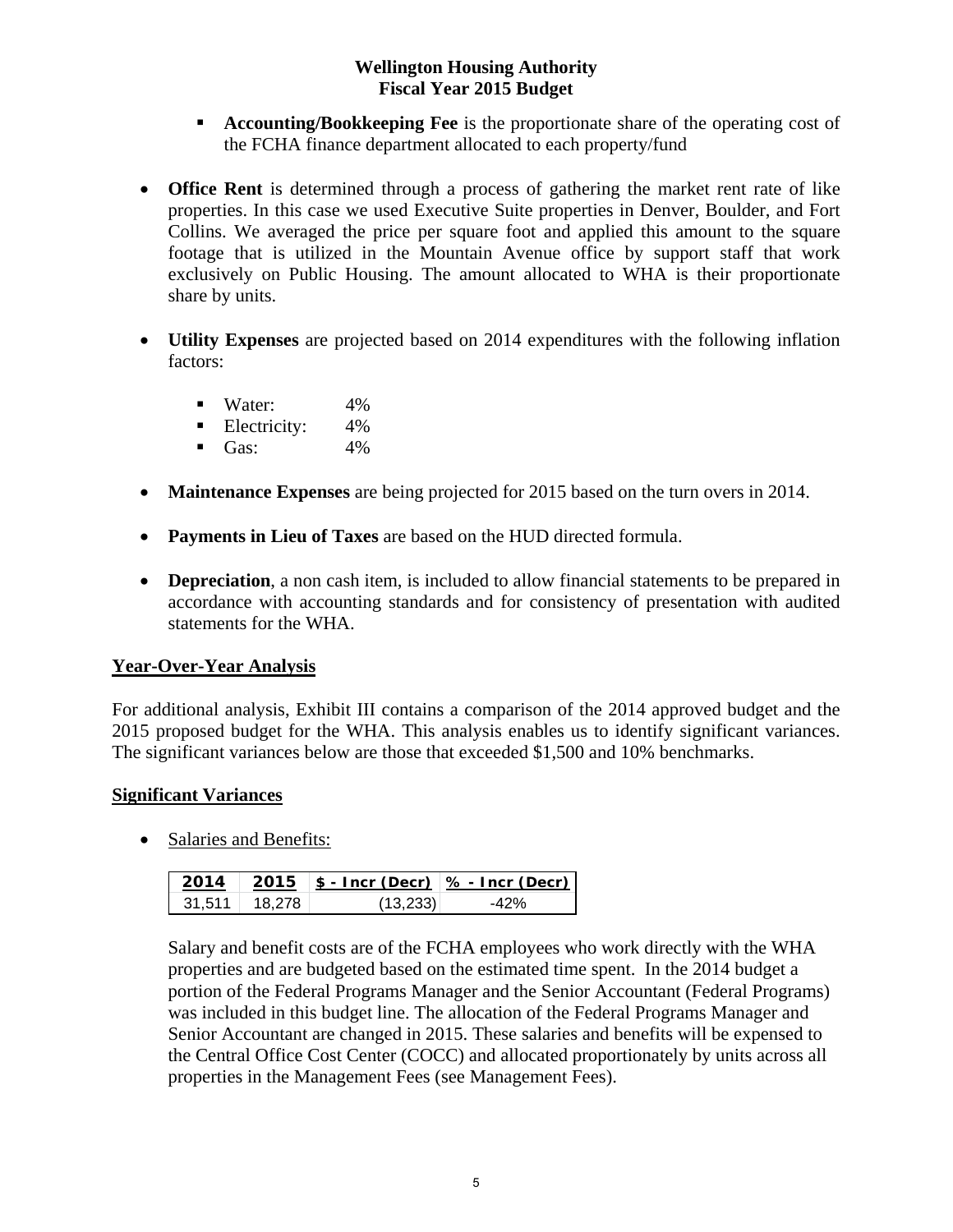- **Accounting/Bookkeeping Fee** is the proportionate share of the operating cost of the FCHA finance department allocated to each property/fund

- **Office Rent** is determined through a process of gathering the market rent rate of like properties. In this case we used Executive Suite properties in Denver, Boulder, and Fort Collins. We averaged the price per square foot and applied this amount to the square footage that is utilized in the Mountain Avenue office by support staff that work exclusively on Public Housing. The amount allocated to WHA is their proportionate share by units.

- **Utility Expenses** are projected based on 2014 expenditures with the following inflation factors:
  - Water: 4%
  - Electricity: 4%
  - Gas: 4%

- **Maintenance Expenses** are being projected for 2015 based on the turn overs in 2014.

- **Payments in Lieu of Taxes** are based on the HUD directed formula.

- **Depreciation**, a non cash item, is included to allow financial statements to be prepared in accordance with accounting standards and for consistency of presentation with audited statements for the WHA.

## Year-Over-Year Analysis

For additional analysis, Exhibit III contains a comparison of the 2014 approved budget and the 2015 proposed budget for the WHA. This analysis enables us to identify significant variances. The significant variances below are those that exceeded $1,500 and 10% benchmarks.

## Significant Variances

- Salaries and Benefits:

| 2014 | 2015 | $ - Incr (Decr) | % - Incr (Decr) |
|---|---|---|---|
| 31,511 | 18,278 | (13,233) | -42% |

Salary and benefit costs are of the FCHA employees who work directly with the WHA properties and are budgeted based on the estimated time spent. In the 2014 budget a portion of the Federal Programs Manager and the Senior Accountant (Federal Programs) was included in this budget line. The allocation of the Federal Programs Manager and Senior Accountant are changed in 2015. These salaries and benefits will be expensed to the Central Office Cost Center (COCC) and allocated proportionately by units across all properties in the Management Fees (see Management Fees).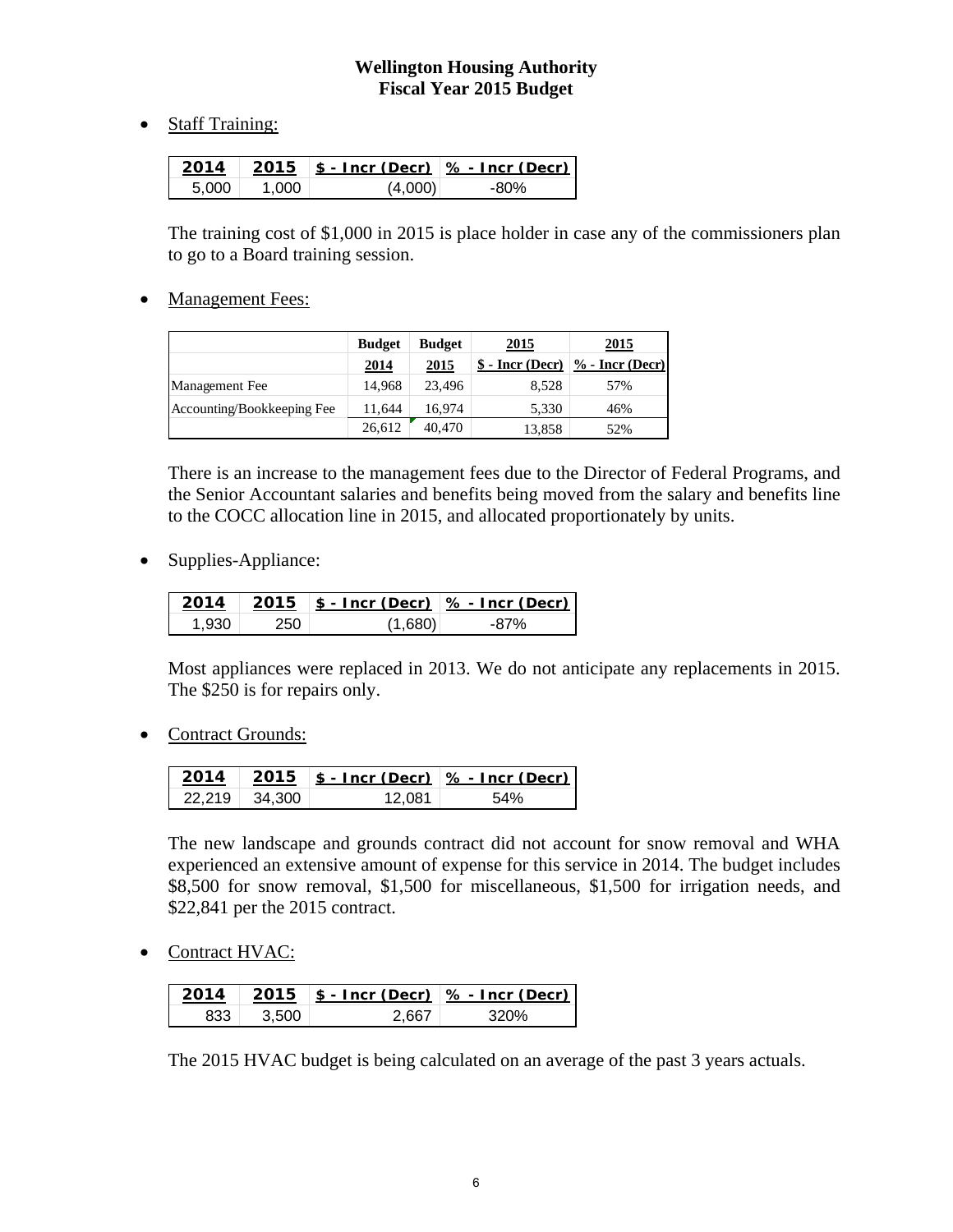**Wellington Housing Authority**
**Fiscal Year 2015 Budget**

- Staff Training:

| 2014 | 2015 | $ - Incr (Decr) | % - Incr (Decr) |
|---|---|---|---|
| 5,000 | 1,000 | (4,000) | -80% |

The training cost of $1,000 in 2015 is place holder in case any of the commissioners plan to go to a Board training session.

- Management Fees:

| | Budget 2014 | Budget 2015 | 2015 $ - Incr (Decr) | 2015 % - Incr (Decr) |
|---|---|---|---|---|
| Management Fee | 14,968 | 23,496 | 8,528 | 57% |
| Accounting/Bookkeeping Fee | 11,644 | 16,974 | 5,330 | 46% |
| | 26,612 | 40,470 | 13,858 | 52% |

There is an increase to the management fees due to the Director of Federal Programs, and the Senior Accountant salaries and benefits being moved from the salary and benefits line to the COCC allocation line in 2015, and allocated proportionately by units.

- Supplies-Appliance:

| 2014 | 2015 | $ - Incr (Decr) | % - Incr (Decr) |
|---|---|---|---|
| 1,930 | 250 | (1,680) | -87% |

Most appliances were replaced in 2013. We do not anticipate any replacements in 2015. The $250 is for repairs only.

- Contract Grounds:

| 2014 | 2015 | $ - Incr (Decr) | % - Incr (Decr) |
|---|---|---|---|
| 22,219 | 34,300 | 12,081 | 54% |

The new landscape and grounds contract did not account for snow removal and WHA experienced an extensive amount of expense for this service in 2014. The budget includes $8,500 for snow removal, $1,500 for miscellaneous, $1,500 for irrigation needs, and $22,841 per the 2015 contract.

- Contract HVAC:

| 2014 | 2015 | $ - Incr (Decr) | % - Incr (Decr) |
|---|---|---|---|
| 833 | 3,500 | 2,667 | 320% |

The 2015 HVAC budget is being calculated on an average of the past 3 years actuals.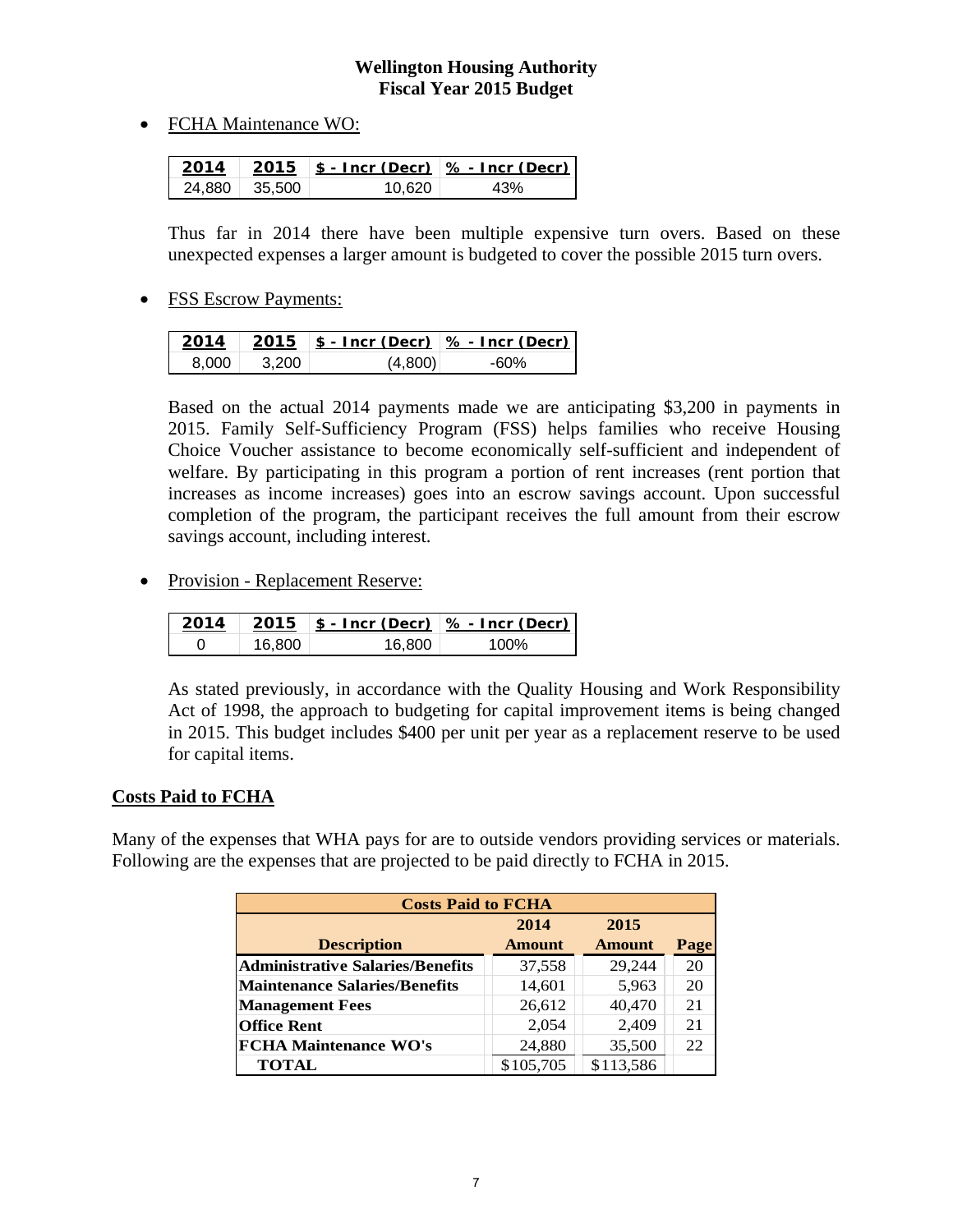**Wellington Housing Authority**
**Fiscal Year 2015 Budget**

- FCHA Maintenance WO:

| 2014 | 2015 | $ - Incr (Decr) | % - Incr (Decr) |
|---|---|---|---|
| 24,880 | 35,500 | 10,620 | 43% |

Thus far in 2014 there have been multiple expensive turn overs. Based on these unexpected expenses a larger amount is budgeted to cover the possible 2015 turn overs.

- FSS Escrow Payments:

| 2014 | 2015 | $ - Incr (Decr) | % - Incr (Decr) |
|---|---|---|---|
| 8,000 | 3,200 | (4,800) | -60% |

Based on the actual 2014 payments made we are anticipating $3,200 in payments in 2015. Family Self-Sufficiency Program (FSS) helps families who receive Housing Choice Voucher assistance to become economically self-sufficient and independent of welfare. By participating in this program a portion of rent increases (rent portion that increases as income increases) goes into an escrow savings account. Upon successful completion of the program, the participant receives the full amount from their escrow savings account, including interest.

- Provision - Replacement Reserve:

| 2014 | 2015 | $ - Incr (Decr) | % - Incr (Decr) |
|---|---|---|---|
| 0 | 16,800 | 16,800 | 100% |

As stated previously, in accordance with the Quality Housing and Work Responsibility Act of 1998, the approach to budgeting for capital improvement items is being changed in 2015. This budget includes $400 per unit per year as a replacement reserve to be used for capital items.

## Costs Paid to FCHA

Many of the expenses that WHA pays for are to outside vendors providing services or materials. Following are the expenses that are projected to be paid directly to FCHA in 2015.

| Costs Paid to FCHA | | | |
|---|---|---|---|
| **Description** | **2014 Amount** | **2015 Amount** | **Page** |
| **Administrative Salaries/Benefits** | 37,558 | 29,244 | 20 |
| **Maintenance Salaries/Benefits** | 14,601 | 5,963 | 20 |
| **Management Fees** | 26,612 | 40,470 | 21 |
| **Office Rent** | 2,054 | 2,409 | 21 |
| **FCHA Maintenance WO's** | 24,880 | 35,500 | 22 |
| **TOTAL** | $105,705 | $113,586 | |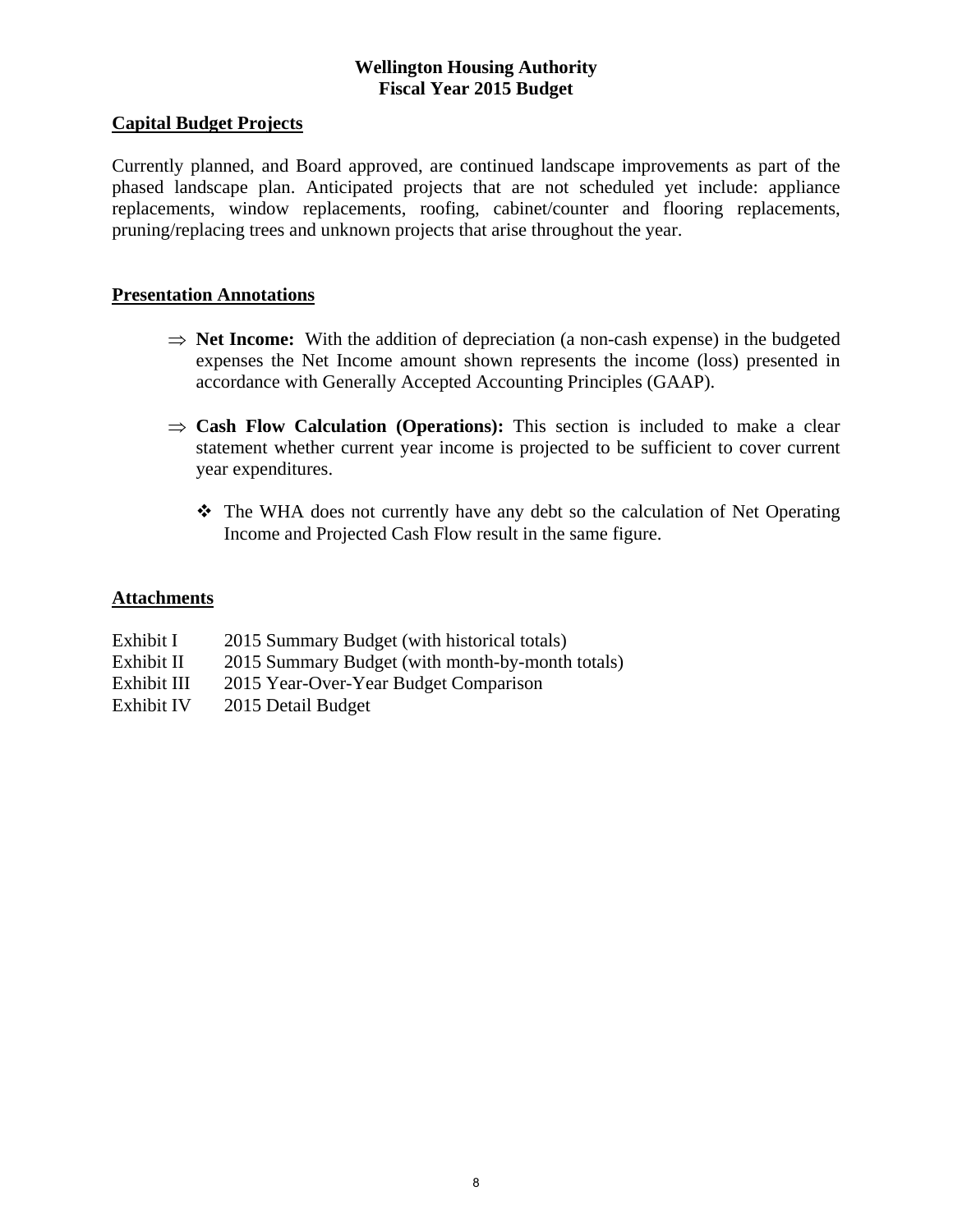**Wellington Housing Authority**
**Fiscal Year 2015 Budget**

## Capital Budget Projects

Currently planned, and Board approved, are continued landscape improvements as part of the phased landscape plan. Anticipated projects that are not scheduled yet include: appliance replacements, window replacements, roofing, cabinet/counter and flooring replacements, pruning/replacing trees and unknown projects that arise throughout the year.

## Presentation Annotations

- ⇒ **Net Income:** With the addition of depreciation (a non-cash expense) in the budgeted expenses the Net Income amount shown represents the income (loss) presented in accordance with Generally Accepted Accounting Principles (GAAP).

- ⇒ **Cash Flow Calculation (Operations):** This section is included to make a clear statement whether current year income is projected to be sufficient to cover current year expenditures.

  - ❖ The WHA does not currently have any debt so the calculation of Net Operating Income and Projected Cash Flow result in the same figure.

## Attachments

| | |
|---|---|
| Exhibit I | 2015 Summary Budget (with historical totals) |
| Exhibit II | 2015 Summary Budget (with month-by-month totals) |
| Exhibit III | 2015 Year-Over-Year Budget Comparison |
| Exhibit IV | 2015 Detail Budget |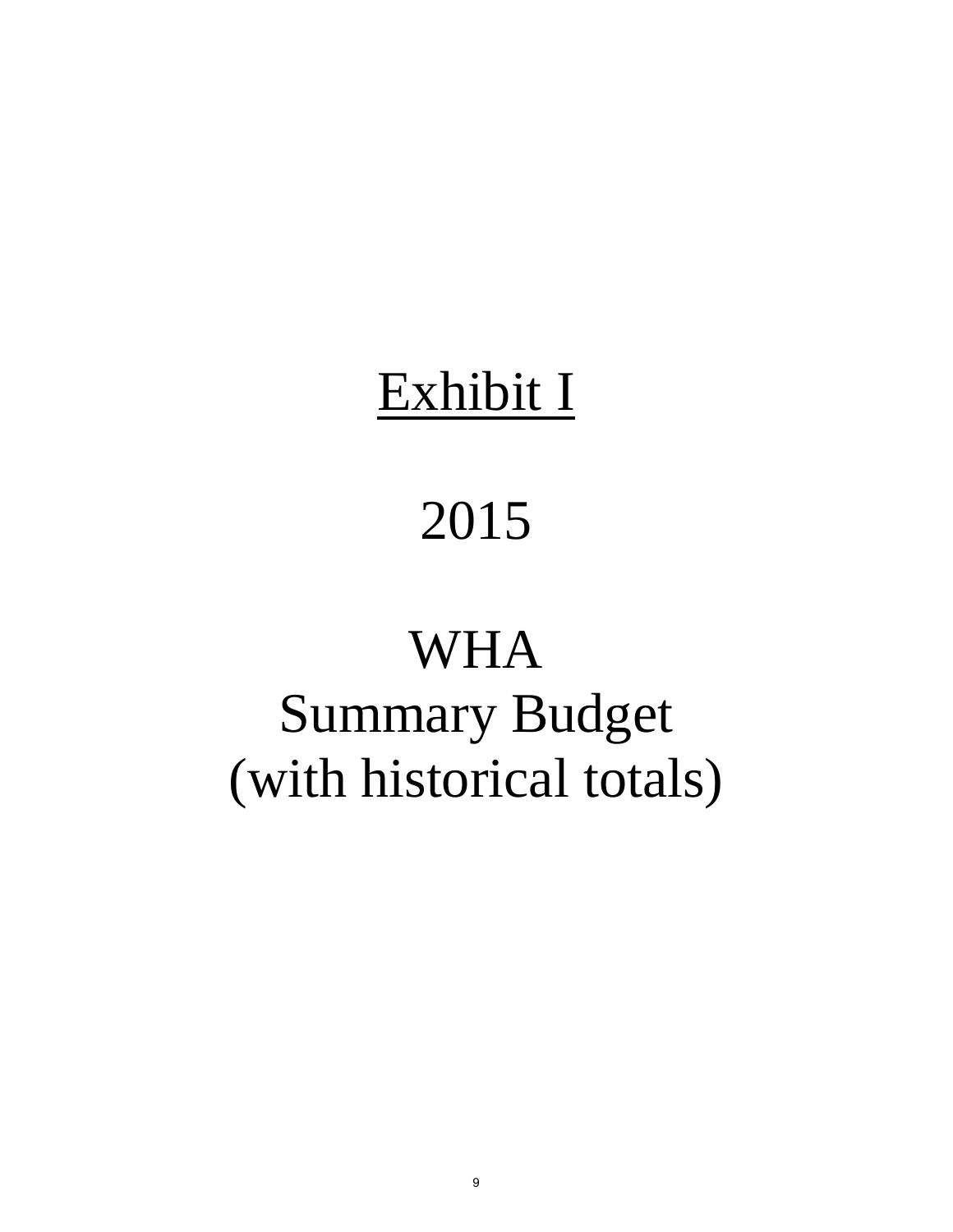# Exhibit I

# 2015

# WHA
# Summary Budget
# (with historical totals)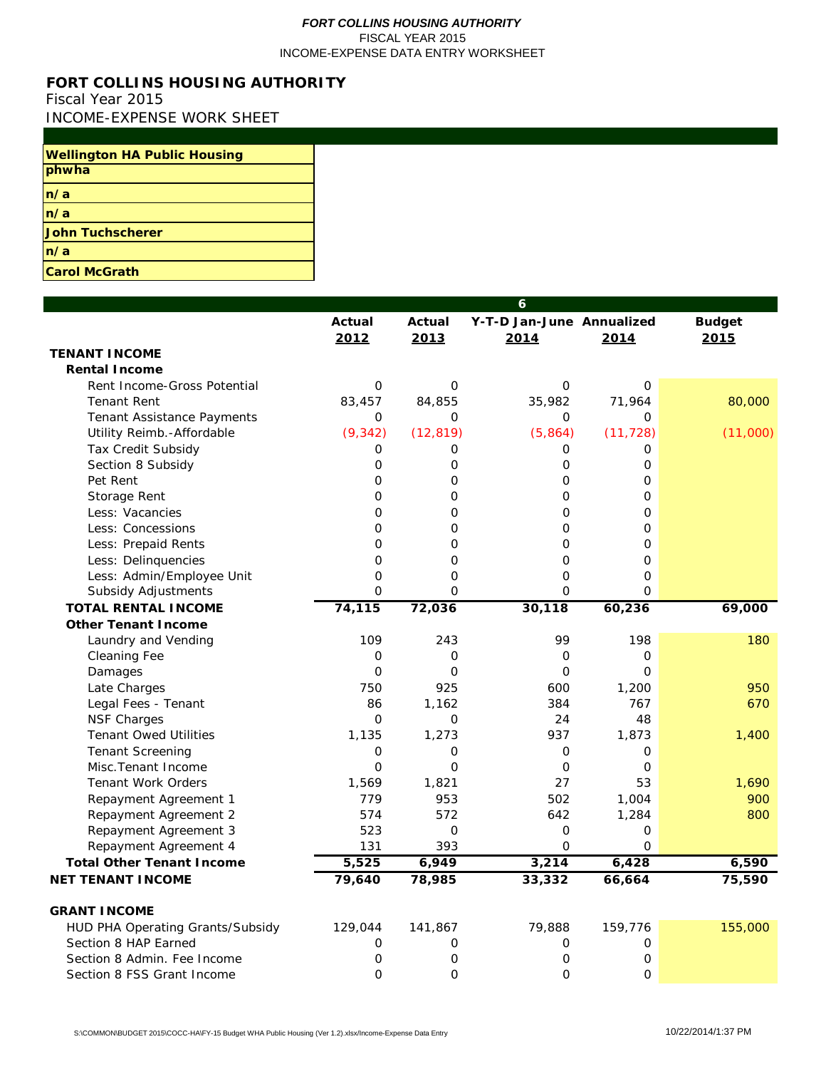# FORT COLLINS HOUSING AUTHORITY

Fiscal Year 2015

INCOME-EXPENSE WORK SHEET

| |
|---|
| **Wellington HA Public Housing** |
| **phwha** |
| **n/a** |
| **n/a** |
| **John Tuchscherer** |
| **n/a** |
| **Carol McGrath** |

| | Actual 2012 | Actual 2013 | Y-T-D Jan-June 2014 | Annualized 2014 | Budget 2015 |
|---|---|---|---|---|---|
| **TENANT INCOME** | | | | | |
| **Rental Income** | | | | | |
| Rent Income-Gross Potential | 0 | 0 | 0 | 0 | |
| Tenant Rent | 83,457 | 84,855 | 35,982 | 71,964 | 80,000 |
| Tenant Assistance Payments | 0 | 0 | 0 | 0 | |
| Utility Reimb.-Affordable | (9,342) | (12,819) | (5,864) | (11,728) | (11,000) |
| Tax Credit Subsidy | 0 | 0 | 0 | 0 | |
| Section 8 Subsidy | 0 | 0 | 0 | 0 | |
| Pet Rent | 0 | 0 | 0 | 0 | |
| Storage Rent | 0 | 0 | 0 | 0 | |
| Less: Vacancies | 0 | 0 | 0 | 0 | |
| Less: Concessions | 0 | 0 | 0 | 0 | |
| Less: Prepaid Rents | 0 | 0 | 0 | 0 | |
| Less: Delinquencies | 0 | 0 | 0 | 0 | |
| Less: Admin/Employee Unit | 0 | 0 | 0 | 0 | |
| Subsidy Adjustments | 0 | 0 | 0 | 0 | |
| **TOTAL RENTAL INCOME** | **74,115** | **72,036** | **30,118** | **60,236** | **69,000** |
| **Other Tenant Income** | | | | | |
| Laundry and Vending | 109 | 243 | 99 | 198 | 180 |
| Cleaning Fee | 0 | 0 | 0 | 0 | |
| Damages | 0 | 0 | 0 | 0 | |
| Late Charges | 750 | 925 | 600 | 1,200 | 950 |
| Legal Fees - Tenant | 86 | 1,162 | 384 | 767 | 670 |
| NSF Charges | 0 | 0 | 24 | 48 | |
| Tenant Owed Utilities | 1,135 | 1,273 | 937 | 1,873 | 1,400 |
| Tenant Screening | 0 | 0 | 0 | 0 | |
| Misc.Tenant Income | 0 | 0 | 0 | 0 | |
| Tenant Work Orders | 1,569 | 1,821 | 27 | 53 | 1,690 |
| Repayment Agreement 1 | 779 | 953 | 502 | 1,004 | 900 |
| Repayment Agreement 2 | 574 | 572 | 642 | 1,284 | 800 |
| Repayment Agreement 3 | 523 | 0 | 0 | 0 | |
| Repayment Agreement 4 | 131 | 393 | 0 | 0 | |
| **Total Other Tenant Income** | **5,525** | **6,949** | **3,214** | **6,428** | **6,590** |
| **NET TENANT INCOME** | **79,640** | **78,985** | **33,332** | **66,664** | **75,590** |
| **GRANT INCOME** | | | | | |
| HUD PHA Operating Grants/Subsidy | 129,044 | 141,867 | 79,888 | 159,776 | 155,000 |
| Section 8 HAP Earned | 0 | 0 | 0 | 0 | |
| Section 8 Admin. Fee Income | 0 | 0 | 0 | 0 | |
| Section 8 FSS Grant Income | 0 | 0 | 0 | 0 | |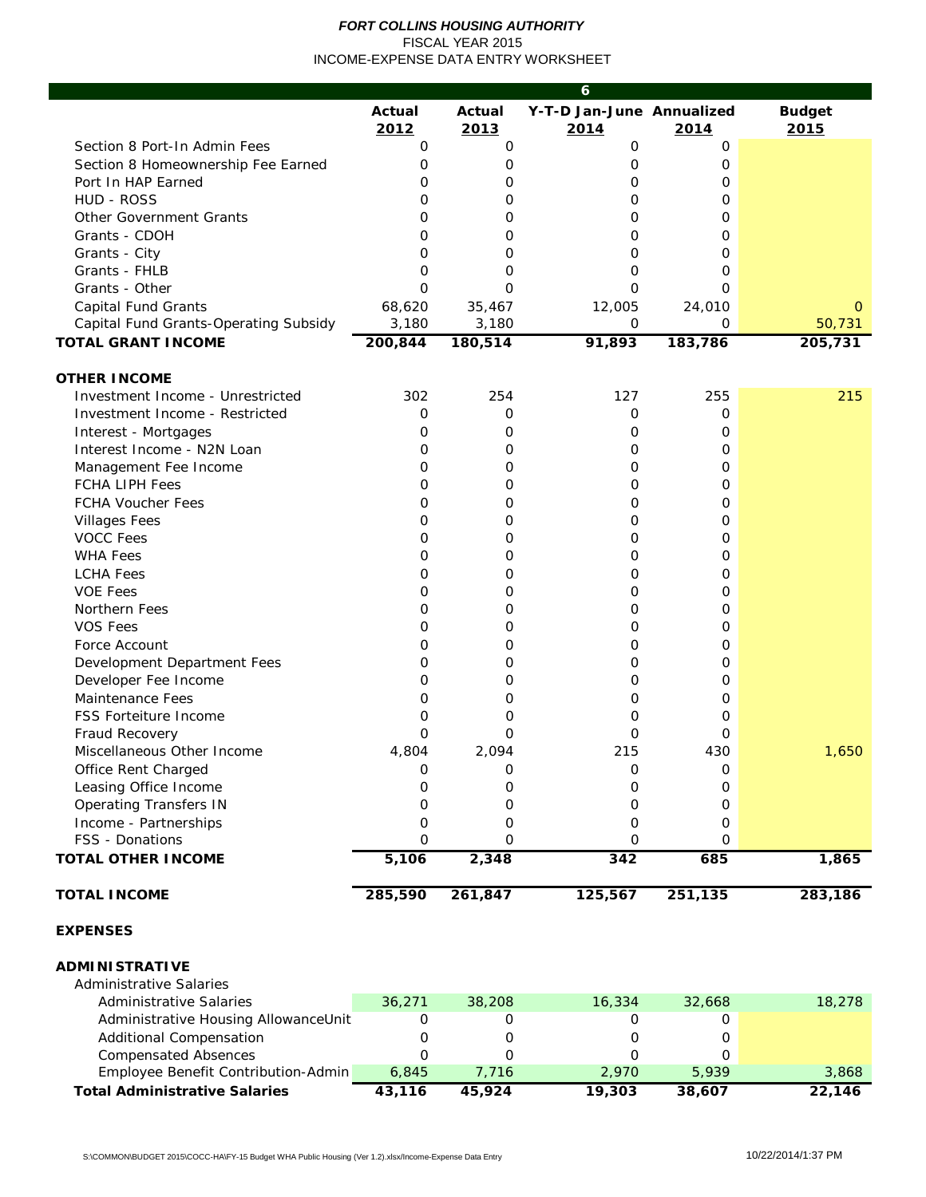***FORT COLLINS HOUSING AUTHORITY***
FISCAL YEAR 2015
INCOME-EXPENSE DATA ENTRY WORKSHEET

| 6 | | | | | |
|---|---|---|---|---|---|
| | **Actual 2012** | **Actual 2013** | **Y-T-D Jan-June 2014** | **Annualized 2014** | **Budget 2015** |
| Section 8 Port-In Admin Fees | 0 | 0 | 0 | 0 | |
| Section 8 Homeownership Fee Earned | 0 | 0 | 0 | 0 | |
| Port In HAP Earned | 0 | 0 | 0 | 0 | |
| HUD - ROSS | 0 | 0 | 0 | 0 | |
| Other Government Grants | 0 | 0 | 0 | 0 | |
| Grants - CDOH | 0 | 0 | 0 | 0 | |
| Grants - City | 0 | 0 | 0 | 0 | |
| Grants - FHLB | 0 | 0 | 0 | 0 | |
| Grants - Other | 0 | 0 | 0 | 0 | |
| Capital Fund Grants | 68,620 | 35,467 | 12,005 | 24,010 | 0 |
| Capital Fund Grants-Operating Subsidy | 3,180 | 3,180 | 0 | 0 | 50,731 |
| **TOTAL GRANT INCOME** | **200,844** | **180,514** | **91,893** | **183,786** | **205,731** |
| | | | | | |
| **OTHER INCOME** | | | | | |
| Investment Income - Unrestricted | 302 | 254 | 127 | 255 | 215 |
| Investment Income - Restricted | 0 | 0 | 0 | 0 | |
| Interest - Mortgages | 0 | 0 | 0 | 0 | |
| Interest Income - N2N Loan | 0 | 0 | 0 | 0 | |
| Management Fee Income | 0 | 0 | 0 | 0 | |
| FCHA LIPH Fees | 0 | 0 | 0 | 0 | |
| FCHA Voucher Fees | 0 | 0 | 0 | 0 | |
| Villages Fees | 0 | 0 | 0 | 0 | |
| VOCC Fees | 0 | 0 | 0 | 0 | |
| WHA Fees | 0 | 0 | 0 | 0 | |
| LCHA Fees | 0 | 0 | 0 | 0 | |
| VOE Fees | 0 | 0 | 0 | 0 | |
| Northern Fees | 0 | 0 | 0 | 0 | |
| VOS Fees | 0 | 0 | 0 | 0 | |
| Force Account | 0 | 0 | 0 | 0 | |
| Development Department Fees | 0 | 0 | 0 | 0 | |
| Developer Fee Income | 0 | 0 | 0 | 0 | |
| Maintenance Fees | 0 | 0 | 0 | 0 | |
| FSS Forteiture Income | 0 | 0 | 0 | 0 | |
| Fraud Recovery | 0 | 0 | 0 | 0 | |
| Miscellaneous Other Income | 4,804 | 2,094 | 215 | 430 | 1,650 |
| Office Rent Charged | 0 | 0 | 0 | 0 | |
| Leasing Office Income | 0 | 0 | 0 | 0 | |
| Operating Transfers IN | 0 | 0 | 0 | 0 | |
| Income - Partnerships | 0 | 0 | 0 | 0 | |
| FSS - Donations | 0 | 0 | 0 | 0 | |
| **TOTAL OTHER INCOME** | **5,106** | **2,348** | **342** | **685** | **1,865** |
| | | | | | |
| **TOTAL INCOME** | **285,590** | **261,847** | **125,567** | **251,135** | **283,186** |
| | | | | | |
| **EXPENSES** | | | | | |
| | | | | | |
| **ADMINISTRATIVE** | | | | | |
| Administrative Salaries | | | | | |
| Administrative Salaries | 36,271 | 38,208 | 16,334 | 32,668 | 18,278 |
| Administrative Housing AllowanceUnit | 0 | 0 | 0 | 0 | |
| Additional Compensation | 0 | 0 | 0 | 0 | |
| Compensated Absences | 0 | 0 | 0 | 0 | |
| Employee Benefit Contribution-Admin | 6,845 | 7,716 | 2,970 | 5,939 | 3,868 |
| **Total Administrative Salaries** | **43,116** | **45,924** | **19,303** | **38,607** | **22,146** |

S:\COMMON\BUDGET 2015\COCC-HA\FY-15 Budget WHA Public Housing (Ver 1.2).xlsx\Income-Expense Data Entry 10/22/2014/1:37 PM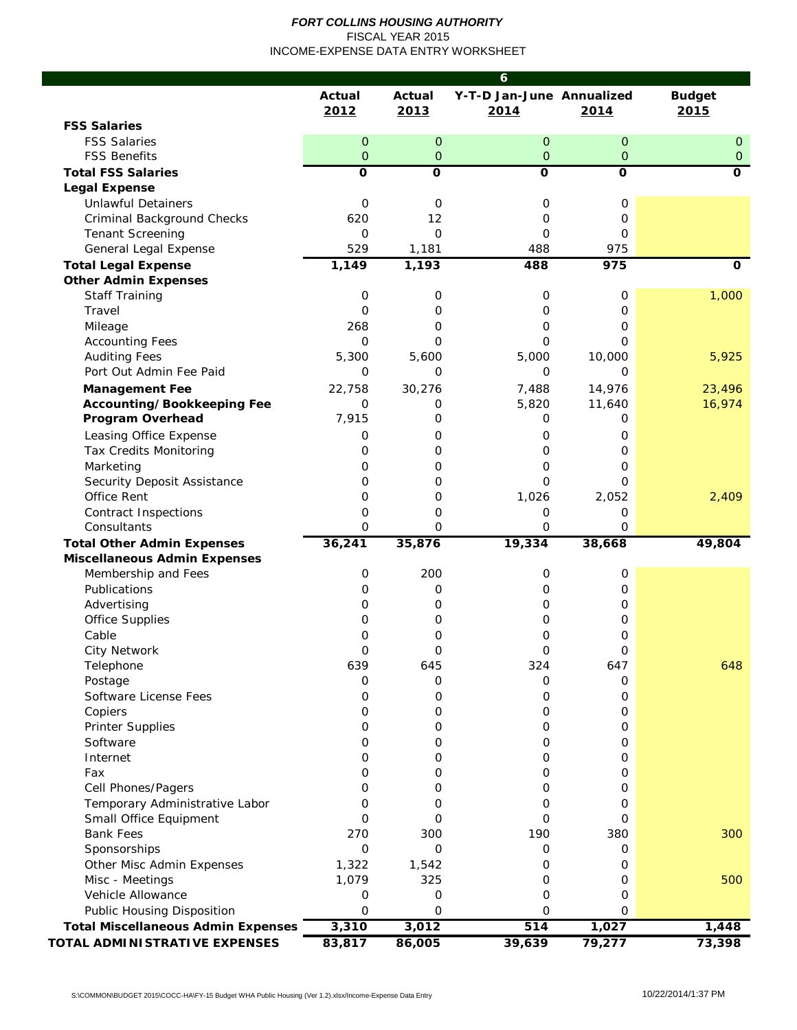*FORT COLLINS HOUSING AUTHORITY*

FISCAL YEAR 2015

INCOME-EXPENSE DATA ENTRY WORKSHEET

| 6 | Actual 2012 | Actual 2013 | Y-T-D Jan-June 2014 | Annualized 2014 | Budget 2015 |
|---|---|---|---|---|---|
| **FSS Salaries** | | | | | |
| FSS Salaries | 0 | 0 | 0 | 0 | 0 |
| FSS Benefits | 0 | 0 | 0 | 0 | 0 |
| **Total FSS Salaries** | **0** | **0** | **0** | **0** | **0** |
| **Legal Expense** | | | | | |
| Unlawful Detainers | 0 | 0 | 0 | 0 | |
| Criminal Background Checks | 620 | 12 | 0 | 0 | |
| Tenant Screening | 0 | 0 | 0 | 0 | |
| General Legal Expense | 529 | 1,181 | 488 | 975 | |
| **Total Legal Expense** | **1,149** | **1,193** | **488** | **975** | **0** |
| **Other Admin Expenses** | | | | | |
| Staff Training | 0 | 0 | 0 | 0 | 1,000 |
| Travel | 0 | 0 | 0 | 0 | |
| Mileage | 268 | 0 | 0 | 0 | |
| Accounting Fees | 0 | 0 | 0 | 0 | |
| Auditing Fees | 5,300 | 5,600 | 5,000 | 10,000 | 5,925 |
| Port Out Admin Fee Paid | 0 | 0 | 0 | 0 | |
| **Management Fee** | 22,758 | 30,276 | 7,488 | 14,976 | 23,496 |
| **Accounting/Bookkeeping Fee** | 0 | 0 | 5,820 | 11,640 | 16,974 |
| **Program Overhead** | 7,915 | 0 | 0 | 0 | |
| Leasing Office Expense | 0 | 0 | 0 | 0 | |
| Tax Credits Monitoring | 0 | 0 | 0 | 0 | |
| Marketing | 0 | 0 | 0 | 0 | |
| Security Deposit Assistance | 0 | 0 | 0 | 0 | |
| Office Rent | 0 | 0 | 1,026 | 2,052 | 2,409 |
| Contract Inspections | 0 | 0 | 0 | 0 | |
| Consultants | 0 | 0 | 0 | 0 | |
| **Total Other Admin Expenses** | **36,241** | **35,876** | **19,334** | **38,668** | **49,804** |
| **Miscellaneous Admin Expenses** | | | | | |
| Membership and Fees | 0 | 200 | 0 | 0 | |
| Publications | 0 | 0 | 0 | 0 | |
| Advertising | 0 | 0 | 0 | 0 | |
| Office Supplies | 0 | 0 | 0 | 0 | |
| Cable | 0 | 0 | 0 | 0 | |
| City Network | 0 | 0 | 0 | 0 | |
| Telephone | 639 | 645 | 324 | 647 | 648 |
| Postage | 0 | 0 | 0 | 0 | |
| Software License Fees | 0 | 0 | 0 | 0 | |
| Copiers | 0 | 0 | 0 | 0 | |
| Printer Supplies | 0 | 0 | 0 | 0 | |
| Software | 0 | 0 | 0 | 0 | |
| Internet | 0 | 0 | 0 | 0 | |
| Fax | 0 | 0 | 0 | 0 | |
| Cell Phones/Pagers | 0 | 0 | 0 | 0 | |
| Temporary Administrative Labor | 0 | 0 | 0 | 0 | |
| Small Office Equipment | 0 | 0 | 0 | 0 | |
| Bank Fees | 270 | 300 | 190 | 380 | 300 |
| Sponsorships | 0 | 0 | 0 | 0 | |
| Other Misc Admin Expenses | 1,322 | 1,542 | 0 | 0 | |
| Misc - Meetings | 1,079 | 325 | 0 | 0 | 500 |
| Vehicle Allowance | 0 | 0 | 0 | 0 | |
| Public Housing Disposition | 0 | 0 | 0 | 0 | |
| **Total Miscellaneous Admin Expenses** | **3,310** | **3,012** | **514** | **1,027** | **1,448** |
| **TOTAL ADMINISTRATIVE EXPENSES** | **83,817** | **86,005** | **39,639** | **79,277** | **73,398** |

S:\COMMON\BUDGET 2015\COCC-HA\FY-15 Budget WHA Public Housing (Ver 1.2).xlsx/Income-Expense Data Entry 10/22/2014/1:37 PM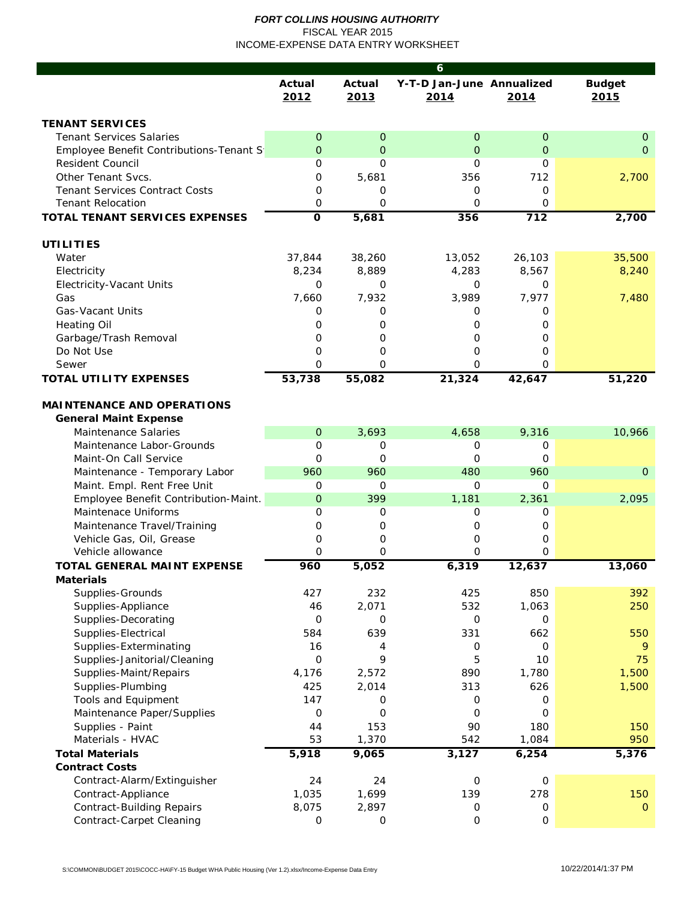*FORT COLLINS HOUSING AUTHORITY*
FISCAL YEAR 2015
INCOME-EXPENSE DATA ENTRY WORKSHEET

| 6 | | | | | |
|---|---|---|---|---|---|
| | **Actual 2012** | **Actual 2013** | **Y-T-D Jan-June 2014** | **Annualized 2014** | **Budget 2015** |
| **TENANT SERVICES** | | | | | |
| Tenant Services Salaries | 0 | 0 | 0 | 0 | 0 |
| Employee Benefit Contributions-Tenant S | 0 | 0 | 0 | 0 | 0 |
| Resident Council | 0 | 0 | 0 | 0 | |
| Other Tenant Svcs. | 0 | 5,681 | 356 | 712 | 2,700 |
| Tenant Services Contract Costs | 0 | 0 | 0 | 0 | |
| Tenant Relocation | 0 | 0 | 0 | 0 | |
| **TOTAL TENANT SERVICES EXPENSES** | **0** | **5,681** | **356** | **712** | **2,700** |
| **UTILITIES** | | | | | |
| Water | 37,844 | 38,260 | 13,052 | 26,103 | 35,500 |
| Electricity | 8,234 | 8,889 | 4,283 | 8,567 | 8,240 |
| Electricity-Vacant Units | 0 | 0 | 0 | 0 | |
| Gas | 7,660 | 7,932 | 3,989 | 7,977 | 7,480 |
| Gas-Vacant Units | 0 | 0 | 0 | 0 | |
| Heating Oil | 0 | 0 | 0 | 0 | |
| Garbage/Trash Removal | 0 | 0 | 0 | 0 | |
| Do Not Use | 0 | 0 | 0 | 0 | |
| Sewer | 0 | 0 | 0 | 0 | |
| **TOTAL UTILITY EXPENSES** | **53,738** | **55,082** | **21,324** | **42,647** | **51,220** |
| **MAINTENANCE AND OPERATIONS** | | | | | |
| **General Maint Expense** | | | | | |
| Maintenance Salaries | 0 | 3,693 | 4,658 | 9,316 | 10,966 |
| Maintenance Labor-Grounds | 0 | 0 | 0 | 0 | |
| Maint-On Call Service | 0 | 0 | 0 | 0 | |
| Maintenance - Temporary Labor | 960 | 960 | 480 | 960 | 0 |
| Maint. Empl. Rent Free Unit | 0 | 0 | 0 | 0 | |
| Employee Benefit Contribution-Maint. | 0 | 399 | 1,181 | 2,361 | 2,095 |
| Maintenace Uniforms | 0 | 0 | 0 | 0 | |
| Maintenance Travel/Training | 0 | 0 | 0 | 0 | |
| Vehicle Gas, Oil, Grease | 0 | 0 | 0 | 0 | |
| Vehicle allowance | 0 | 0 | 0 | 0 | |
| **TOTAL GENERAL MAINT EXPENSE** | **960** | **5,052** | **6,319** | **12,637** | **13,060** |
| **Materials** | | | | | |
| Supplies-Grounds | 427 | 232 | 425 | 850 | 392 |
| Supplies-Appliance | 46 | 2,071 | 532 | 1,063 | 250 |
| Supplies-Decorating | 0 | 0 | 0 | 0 | |
| Supplies-Electrical | 584 | 639 | 331 | 662 | 550 |
| Supplies-Exterminating | 16 | 4 | 0 | 0 | 9 |
| Supplies-Janitorial/Cleaning | 0 | 9 | 5 | 10 | 75 |
| Supplies-Maint/Repairs | 4,176 | 2,572 | 890 | 1,780 | 1,500 |
| Supplies-Plumbing | 425 | 2,014 | 313 | 626 | 1,500 |
| Tools and Equipment | 147 | 0 | 0 | 0 | |
| Maintenance Paper/Supplies | 0 | 0 | 0 | 0 | |
| Supplies - Paint | 44 | 153 | 90 | 180 | 150 |
| Materials - HVAC | 53 | 1,370 | 542 | 1,084 | 950 |
| **Total Materials** | **5,918** | **9,065** | **3,127** | **6,254** | **5,376** |
| **Contract Costs** | | | | | |
| Contract-Alarm/Extinguisher | 24 | 24 | 0 | 0 | |
| Contract-Appliance | 1,035 | 1,699 | 139 | 278 | 150 |
| Contract-Building Repairs | 8,075 | 2,897 | 0 | 0 | 0 |
| Contract-Carpet Cleaning | 0 | 0 | 0 | 0 | |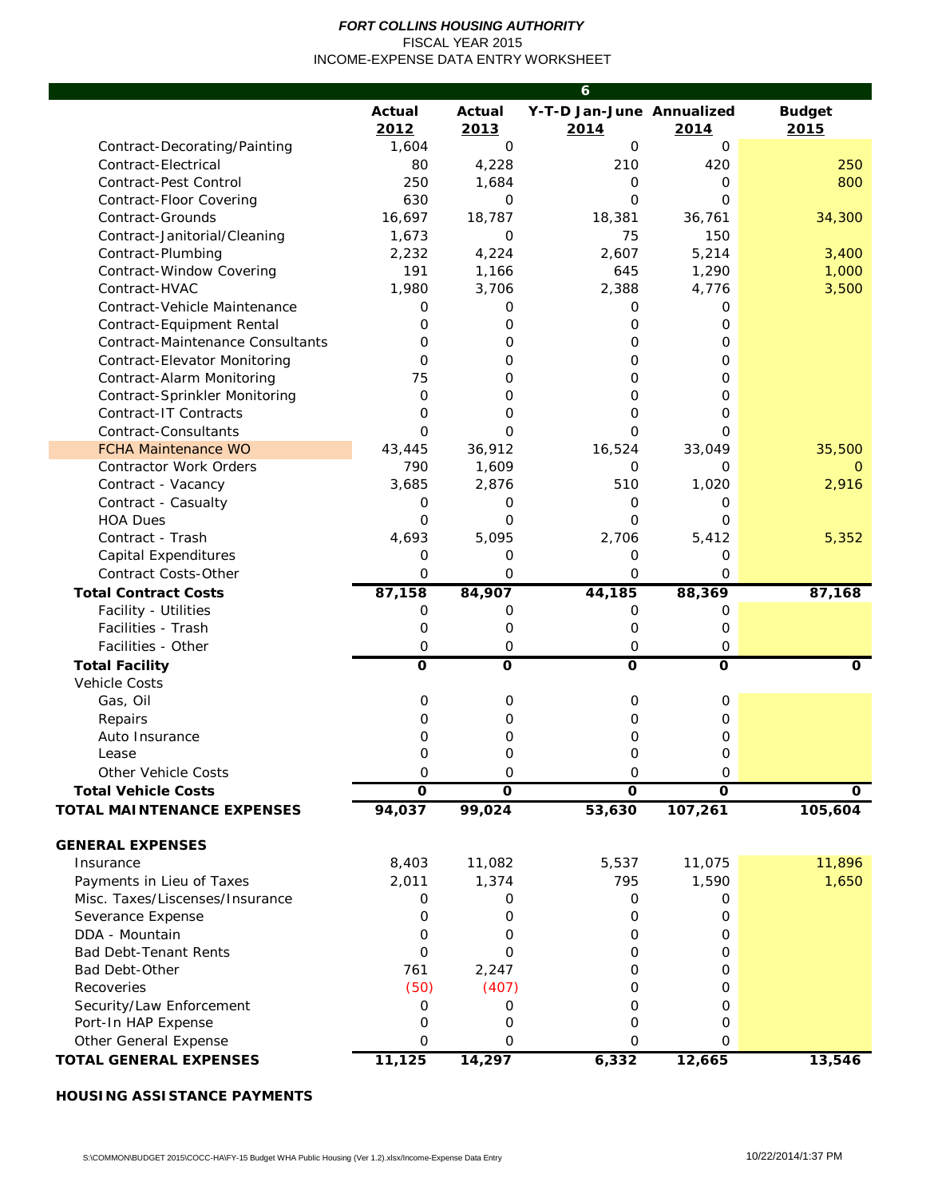***FORT COLLINS HOUSING AUTHORITY***

FISCAL YEAR 2015

INCOME-EXPENSE DATA ENTRY WORKSHEET

| 6 | Actual 2012 | Actual 2013 | Y-T-D Jan-June 2014 | Annualized 2014 | Budget 2015 |
|---|---|---|---|---|---|
| Contract-Decorating/Painting | 1,604 | 0 | 0 | 0 | |
| Contract-Electrical | 80 | 4,228 | 210 | 420 | 250 |
| Contract-Pest Control | 250 | 1,684 | 0 | 0 | 800 |
| Contract-Floor Covering | 630 | 0 | 0 | 0 | |
| Contract-Grounds | 16,697 | 18,787 | 18,381 | 36,761 | 34,300 |
| Contract-Janitorial/Cleaning | 1,673 | 0 | 75 | 150 | |
| Contract-Plumbing | 2,232 | 4,224 | 2,607 | 5,214 | 3,400 |
| Contract-Window Covering | 191 | 1,166 | 645 | 1,290 | 1,000 |
| Contract-HVAC | 1,980 | 3,706 | 2,388 | 4,776 | 3,500 |
| Contract-Vehicle Maintenance | 0 | 0 | 0 | 0 | |
| Contract-Equipment Rental | 0 | 0 | 0 | 0 | |
| Contract-Maintenance Consultants | 0 | 0 | 0 | 0 | |
| Contract-Elevator Monitoring | 0 | 0 | 0 | 0 | |
| Contract-Alarm Monitoring | 75 | 0 | 0 | 0 | |
| Contract-Sprinkler Monitoring | 0 | 0 | 0 | 0 | |
| Contract-IT Contracts | 0 | 0 | 0 | 0 | |
| Contract-Consultants | 0 | 0 | 0 | 0 | |
| FCHA Maintenance WO | 43,445 | 36,912 | 16,524 | 33,049 | 35,500 |
| Contractor Work Orders | 790 | 1,609 | 0 | 0 | 0 |
| Contract - Vacancy | 3,685 | 2,876 | 510 | 1,020 | 2,916 |
| Contract - Casualty | 0 | 0 | 0 | 0 | |
| HOA Dues | 0 | 0 | 0 | 0 | |
| Contract - Trash | 4,693 | 5,095 | 2,706 | 5,412 | 5,352 |
| Capital Expenditures | 0 | 0 | 0 | 0 | |
| Contract Costs-Other | 0 | 0 | 0 | 0 | |
| **Total Contract Costs** | **87,158** | **84,907** | **44,185** | **88,369** | **87,168** |
| Facility - Utilities | 0 | 0 | 0 | 0 | |
| Facilities - Trash | 0 | 0 | 0 | 0 | |
| Facilities - Other | 0 | 0 | 0 | 0 | |
| **Total Facility** | **0** | **0** | **0** | **0** | **0** |
| Vehicle Costs | | | | | |
| Gas, Oil | 0 | 0 | 0 | 0 | |
| Repairs | 0 | 0 | 0 | 0 | |
| Auto Insurance | 0 | 0 | 0 | 0 | |
| Lease | 0 | 0 | 0 | 0 | |
| Other Vehicle Costs | 0 | 0 | 0 | 0 | |
| **Total Vehicle Costs** | **0** | **0** | **0** | **0** | **0** |
| **TOTAL MAINTENANCE EXPENSES** | **94,037** | **99,024** | **53,630** | **107,261** | **105,604** |
| | | | | | |
| **GENERAL EXPENSES** | | | | | |
| Insurance | 8,403 | 11,082 | 5,537 | 11,075 | 11,896 |
| Payments in Lieu of Taxes | 2,011 | 1,374 | 795 | 1,590 | 1,650 |
| Misc. Taxes/Liscenses/Insurance | 0 | 0 | 0 | 0 | |
| Severance Expense | 0 | 0 | 0 | 0 | |
| DDA - Mountain | 0 | 0 | 0 | 0 | |
| Bad Debt-Tenant Rents | 0 | 0 | 0 | 0 | |
| Bad Debt-Other | 761 | 2,247 | 0 | 0 | |
| Recoveries | (50) | (407) | 0 | 0 | |
| Security/Law Enforcement | 0 | 0 | 0 | 0 | |
| Port-In HAP Expense | 0 | 0 | 0 | 0 | |
| Other General Expense | 0 | 0 | 0 | 0 | |
| **TOTAL GENERAL EXPENSES** | **11,125** | **14,297** | **6,332** | **12,665** | **13,546** |

**HOUSING ASSISTANCE PAYMENTS**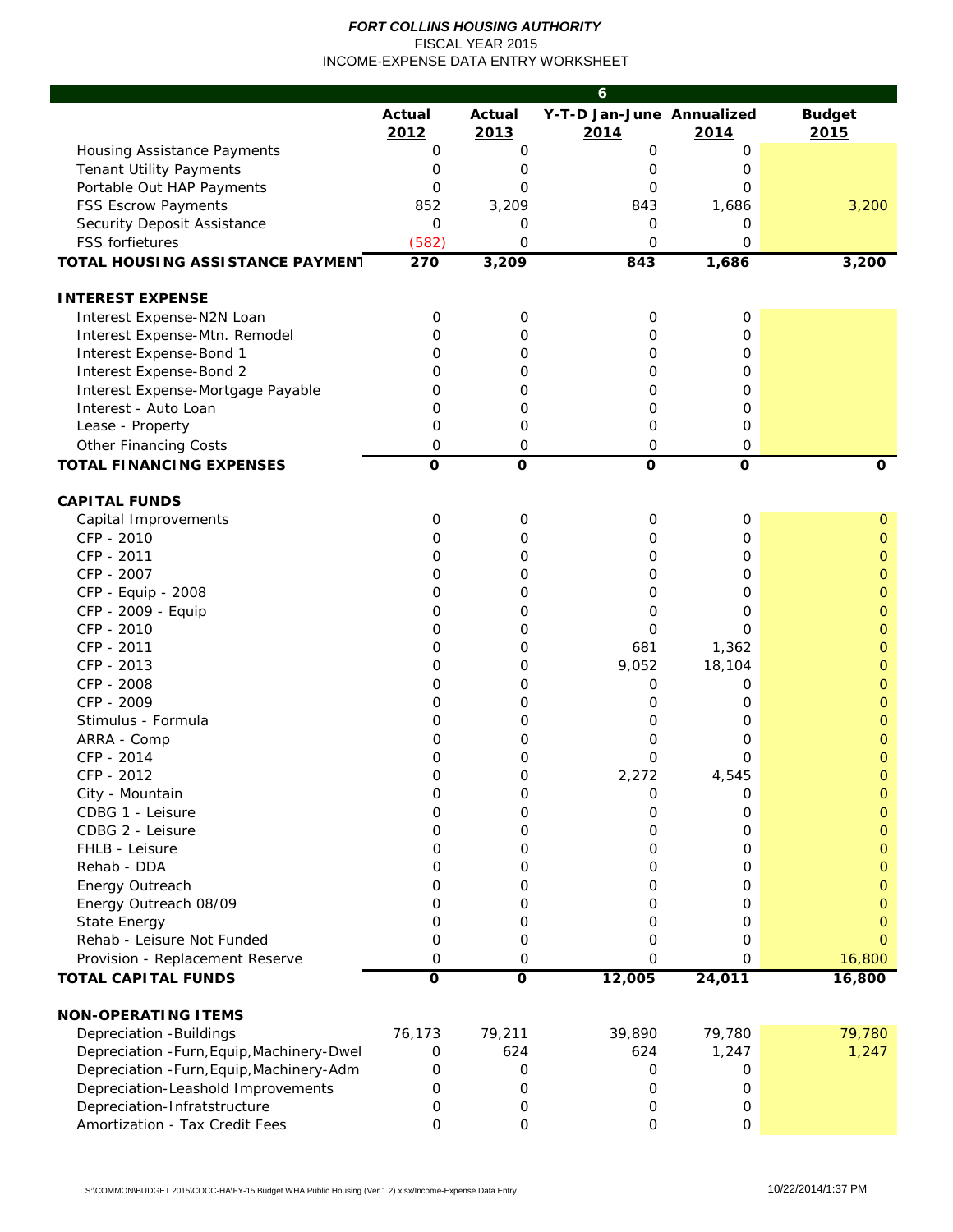***FORT COLLINS HOUSING AUTHORITY***
FISCAL YEAR 2015
INCOME-EXPENSE DATA ENTRY WORKSHEET

| 6 | | | | | |
|---|---|---|---|---|---|
| | **Actual 2012** | **Actual 2013** | **Y-T-D Jan-June 2014** | **Annualized 2014** | **Budget 2015** |
| Housing Assistance Payments | 0 | 0 | 0 | 0 | |
| Tenant Utility Payments | 0 | 0 | 0 | 0 | |
| Portable Out HAP Payments | 0 | 0 | 0 | 0 | |
| FSS Escrow Payments | 852 | 3,209 | 843 | 1,686 | 3,200 |
| Security Deposit Assistance | 0 | 0 | 0 | 0 | |
| FSS forfietures | (582) | 0 | 0 | 0 | |
| **TOTAL HOUSING ASSISTANCE PAYMENT** | **270** | **3,209** | **843** | **1,686** | **3,200** |
| | | | | | |
| **INTEREST EXPENSE** | | | | | |
| Interest Expense-N2N Loan | 0 | 0 | 0 | 0 | |
| Interest Expense-Mtn. Remodel | 0 | 0 | 0 | 0 | |
| Interest Expense-Bond 1 | 0 | 0 | 0 | 0 | |
| Interest Expense-Bond 2 | 0 | 0 | 0 | 0 | |
| Interest Expense-Mortgage Payable | 0 | 0 | 0 | 0 | |
| Interest - Auto Loan | 0 | 0 | 0 | 0 | |
| Lease - Property | 0 | 0 | 0 | 0 | |
| Other Financing Costs | 0 | 0 | 0 | 0 | |
| **TOTAL FINANCING EXPENSES** | **0** | **0** | **0** | **0** | **0** |
| | | | | | |
| **CAPITAL FUNDS** | | | | | |
| Capital Improvements | 0 | 0 | 0 | 0 | 0 |
| CFP - 2010 | 0 | 0 | 0 | 0 | 0 |
| CFP - 2011 | 0 | 0 | 0 | 0 | 0 |
| CFP - 2007 | 0 | 0 | 0 | 0 | 0 |
| CFP - Equip - 2008 | 0 | 0 | 0 | 0 | 0 |
| CFP - 2009 - Equip | 0 | 0 | 0 | 0 | 0 |
| CFP - 2010 | 0 | 0 | 0 | 0 | 0 |
| CFP - 2011 | 0 | 0 | 681 | 1,362 | 0 |
| CFP - 2013 | 0 | 0 | 9,052 | 18,104 | 0 |
| CFP - 2008 | 0 | 0 | 0 | 0 | 0 |
| CFP - 2009 | 0 | 0 | 0 | 0 | 0 |
| Stimulus - Formula | 0 | 0 | 0 | 0 | 0 |
| ARRA - Comp | 0 | 0 | 0 | 0 | 0 |
| CFP - 2014 | 0 | 0 | 0 | 0 | 0 |
| CFP - 2012 | 0 | 0 | 2,272 | 4,545 | 0 |
| City - Mountain | 0 | 0 | 0 | 0 | 0 |
| CDBG 1 - Leisure | 0 | 0 | 0 | 0 | 0 |
| CDBG 2 - Leisure | 0 | 0 | 0 | 0 | 0 |
| FHLB - Leisure | 0 | 0 | 0 | 0 | 0 |
| Rehab - DDA | 0 | 0 | 0 | 0 | 0 |
| Energy Outreach | 0 | 0 | 0 | 0 | 0 |
| Energy Outreach 08/09 | 0 | 0 | 0 | 0 | 0 |
| State Energy | 0 | 0 | 0 | 0 | 0 |
| Rehab - Leisure Not Funded | 0 | 0 | 0 | 0 | 0 |
| Provision - Replacement Reserve | 0 | 0 | 0 | 0 | 16,800 |
| **TOTAL CAPITAL FUNDS** | **0** | **0** | **12,005** | **24,011** | **16,800** |
| | | | | | |
| **NON-OPERATING ITEMS** | | | | | |
| Depreciation -Buildings | 76,173 | 79,211 | 39,890 | 79,780 | 79,780 |
| Depreciation -Furn,Equip,Machinery-Dwel | 0 | 624 | 624 | 1,247 | 1,247 |
| Depreciation -Furn,Equip,Machinery-Admi | 0 | 0 | 0 | 0 | |
| Depreciation-Leashold Improvements | 0 | 0 | 0 | 0 | |
| Depreciation-Infratstructure | 0 | 0 | 0 | 0 | |
| Amortization - Tax Credit Fees | 0 | 0 | 0 | 0 | |

S:\COMMON\BUDGET 2015\COCC-HA\FY-15 Budget WHA Public Housing (Ver 1.2).xlsx/Income-Expense Data Entry 10/22/2014/1:37 PM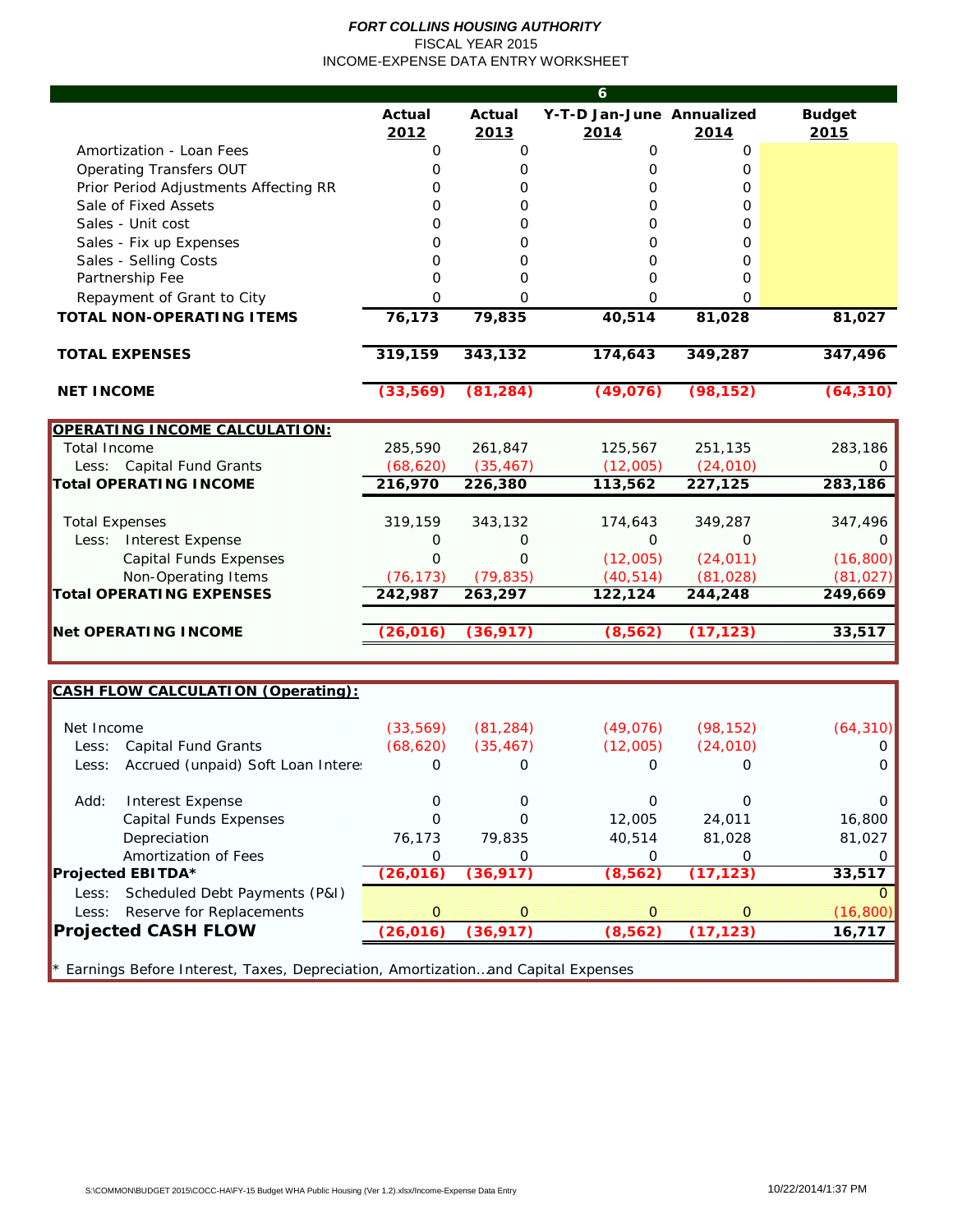***FORT COLLINS HOUSING AUTHORITY***
FISCAL YEAR 2015
INCOME-EXPENSE DATA ENTRY WORKSHEET

| 6 | | | | | |
|---|---|---|---|---|---|
| | **Actual 2012** | **Actual 2013** | **Y-T-D Jan-June 2014** | **Annualized 2014** | **Budget 2015** |
| Amortization - Loan Fees | 0 | 0 | 0 | 0 | |
| Operating Transfers OUT | 0 | 0 | 0 | 0 | |
| Prior Period Adjustments Affecting RR | 0 | 0 | 0 | 0 | |
| Sale of Fixed Assets | 0 | 0 | 0 | 0 | |
| Sales - Unit cost | 0 | 0 | 0 | 0 | |
| Sales - Fix up Expenses | 0 | 0 | 0 | 0 | |
| Sales - Selling Costs | 0 | 0 | 0 | 0 | |
| Partnership Fee | 0 | 0 | 0 | 0 | |
| Repayment of Grant to City | 0 | 0 | 0 | 0 | |
| **TOTAL NON-OPERATING ITEMS** | **76,173** | **79,835** | **40,514** | **81,028** | **81,027** |
| **TOTAL EXPENSES** | **319,159** | **343,132** | **174,643** | **349,287** | **347,496** |
| **NET INCOME** | **(33,569)** | **(81,284)** | **(49,076)** | **(98,152)** | **(64,310)** |

| **OPERATING INCOME CALCULATION:** | | | | | |
|---|---|---|---|---|---|
| Total Income | 285,590 | 261,847 | 125,567 | 251,135 | 283,186 |
| Less: Capital Fund Grants | (68,620) | (35,467) | (12,005) | (24,010) | 0 |
| **Total OPERATING INCOME** | **216,970** | **226,380** | **113,562** | **227,125** | **283,186** |
| Total Expenses | 319,159 | 343,132 | 174,643 | 349,287 | 347,496 |
| Less: Interest Expense | 0 | 0 | 0 | 0 | 0 |
| Capital Funds Expenses | 0 | 0 | (12,005) | (24,011) | (16,800) |
| Non-Operating Items | (76,173) | (79,835) | (40,514) | (81,028) | (81,027) |
| **Total OPERATING EXPENSES** | **242,987** | **263,297** | **122,124** | **244,248** | **249,669** |
| **Net OPERATING INCOME** | **(26,016)** | **(36,917)** | **(8,562)** | **(17,123)** | **33,517** |

| **CASH FLOW CALCULATION (Operating):** | | | | | |
|---|---|---|---|---|---|
| Net Income | (33,569) | (81,284) | (49,076) | (98,152) | (64,310) |
| Less: Capital Fund Grants | (68,620) | (35,467) | (12,005) | (24,010) | 0 |
| Less: Accrued (unpaid) Soft Loan Interes | 0 | 0 | 0 | 0 | 0 |
| Add: Interest Expense | 0 | 0 | 0 | 0 | 0 |
| Capital Funds Expenses | 0 | 0 | 12,005 | 24,011 | 16,800 |
| Depreciation | 76,173 | 79,835 | 40,514 | 81,028 | 81,027 |
| Amortization of Fees | 0 | 0 | 0 | 0 | 0 |
| **Projected EBITDA*** | **(26,016)** | **(36,917)** | **(8,562)** | **(17,123)** | **33,517** |
| Less: Scheduled Debt Payments (P&I) | | | | | 0 |
| Less: Reserve for Replacements | 0 | 0 | 0 | 0 | (16,800) |
| **Projected CASH FLOW** | **(26,016)** | **(36,917)** | **(8,562)** | **(17,123)** | **16,717** |

* Earnings Before Interest, Taxes, Depreciation, Amortization...and Capital Expenses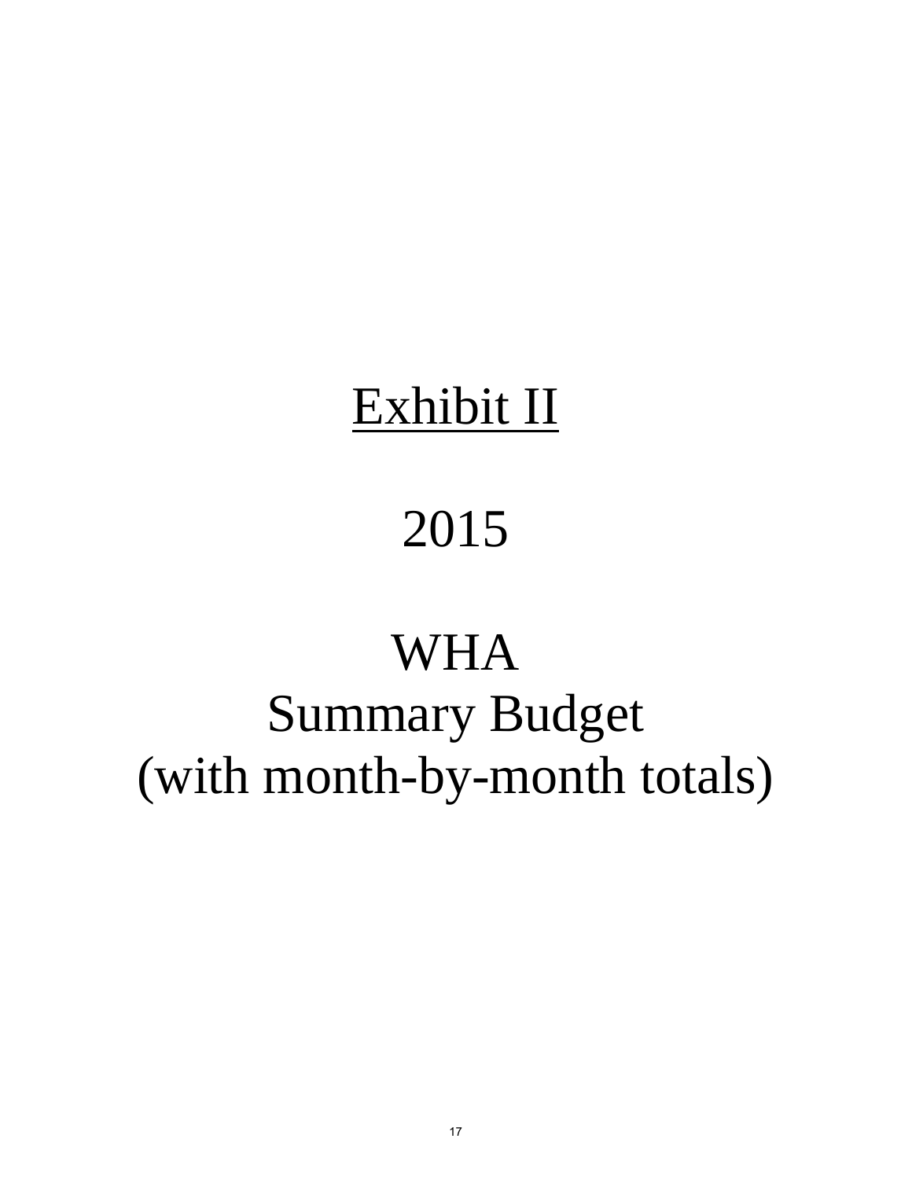# Exhibit II

# 2015

# WHA
# Summary Budget
# (with month-by-month totals)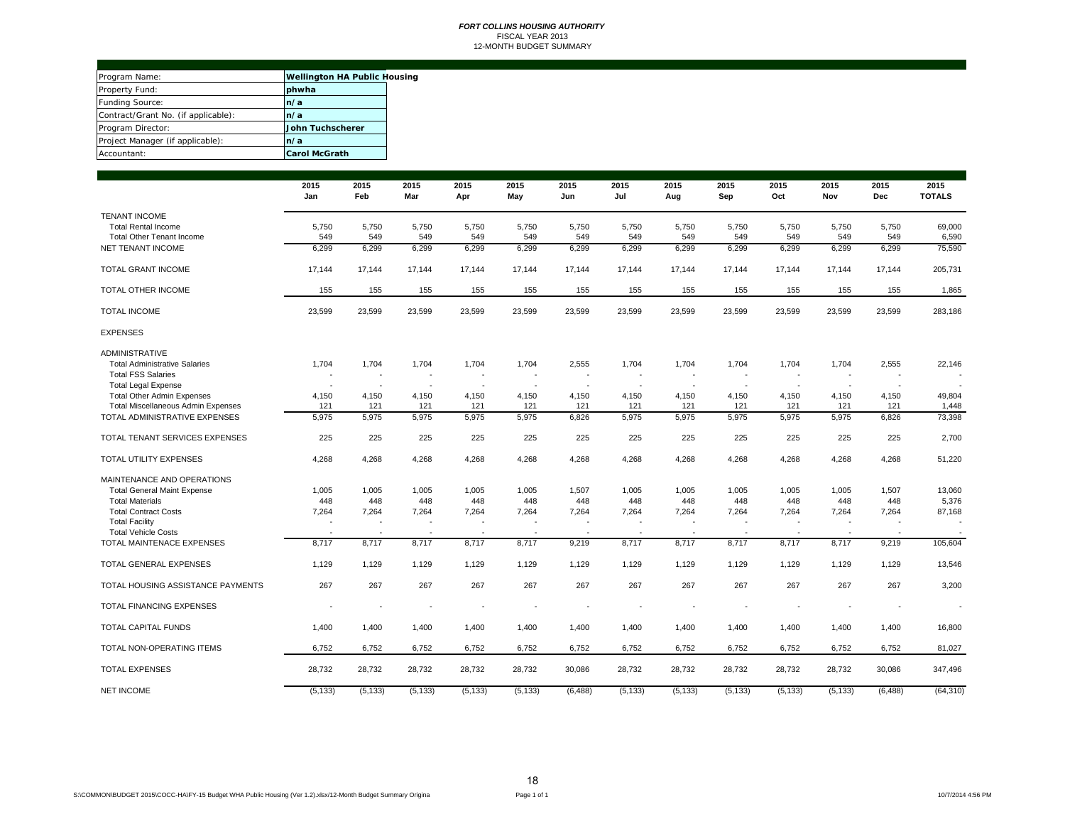***FORT COLLINS HOUSING AUTHORITY***
FISCAL YEAR 2013
12-MONTH BUDGET SUMMARY

| | |
|---|---|
| Program Name: | **Wellington HA Public Housing** |
| Property Fund: | **phwha** |
| Funding Source: | **n/a** |
| Contract/Grant No. (if applicable): | **n/a** |
| Program Director: | **John Tuchscherer** |
| Project Manager (if applicable): | **n/a** |
| Accountant: | **Carol McGrath** |

| | 2015 Jan | 2015 Feb | 2015 Mar | 2015 Apr | 2015 May | 2015 Jun | 2015 Jul | 2015 Aug | 2015 Sep | 2015 Oct | 2015 Nov | 2015 Dec | 2015 TOTALS |
|---|---|---|---|---|---|---|---|---|---|---|---|---|---|
| TENANT INCOME | | | | | | | | | | | | | |
| Total Rental Income | 5,750 | 5,750 | 5,750 | 5,750 | 5,750 | 5,750 | 5,750 | 5,750 | 5,750 | 5,750 | 5,750 | 5,750 | 69,000 |
| Total Other Tenant Income | 549 | 549 | 549 | 549 | 549 | 549 | 549 | 549 | 549 | 549 | 549 | 549 | 6,590 |
| NET TENANT INCOME | 6,299 | 6,299 | 6,299 | 6,299 | 6,299 | 6,299 | 6,299 | 6,299 | 6,299 | 6,299 | 6,299 | 6,299 | 75,590 |
| TOTAL GRANT INCOME | 17,144 | 17,144 | 17,144 | 17,144 | 17,144 | 17,144 | 17,144 | 17,144 | 17,144 | 17,144 | 17,144 | 17,144 | 205,731 |
| TOTAL OTHER INCOME | 155 | 155 | 155 | 155 | 155 | 155 | 155 | 155 | 155 | 155 | 155 | 155 | 1,865 |
| TOTAL INCOME | 23,599 | 23,599 | 23,599 | 23,599 | 23,599 | 23,599 | 23,599 | 23,599 | 23,599 | 23,599 | 23,599 | 23,599 | 283,186 |
| EXPENSES | | | | | | | | | | | | | |
| ADMINISTRATIVE | | | | | | | | | | | | | |
| Total Administrative Salaries | 1,704 | 1,704 | 1,704 | 1,704 | 1,704 | 2,555 | 1,704 | 1,704 | 1,704 | 1,704 | 1,704 | 2,555 | 22,146 |
| Total FSS Salaries | - | - | - | - | - | - | - | - | - | - | - | - | - |
| Total Legal Expense | - | - | - | - | - | - | - | - | - | - | - | - | - |
| Total Other Admin Expenses | 4,150 | 4,150 | 4,150 | 4,150 | 4,150 | 4,150 | 4,150 | 4,150 | 4,150 | 4,150 | 4,150 | 4,150 | 49,804 |
| Total Miscellaneous Admin Expenses | 121 | 121 | 121 | 121 | 121 | 121 | 121 | 121 | 121 | 121 | 121 | 121 | 1,448 |
| TOTAL ADMINISTRATIVE EXPENSES | 5,975 | 5,975 | 5,975 | 5,975 | 5,975 | 6,826 | 5,975 | 5,975 | 5,975 | 5,975 | 5,975 | 6,826 | 73,398 |
| TOTAL TENANT SERVICES EXPENSES | 225 | 225 | 225 | 225 | 225 | 225 | 225 | 225 | 225 | 225 | 225 | 225 | 2,700 |
| TOTAL UTILITY EXPENSES | 4,268 | 4,268 | 4,268 | 4,268 | 4,268 | 4,268 | 4,268 | 4,268 | 4,268 | 4,268 | 4,268 | 4,268 | 51,220 |
| MAINTENANCE AND OPERATIONS | | | | | | | | | | | | | |
| Total General Maint Expense | 1,005 | 1,005 | 1,005 | 1,005 | 1,005 | 1,507 | 1,005 | 1,005 | 1,005 | 1,005 | 1,005 | 1,507 | 13,060 |
| Total Materials | 448 | 448 | 448 | 448 | 448 | 448 | 448 | 448 | 448 | 448 | 448 | 448 | 5,376 |
| Total Contract Costs | 7,264 | 7,264 | 7,264 | 7,264 | 7,264 | 7,264 | 7,264 | 7,264 | 7,264 | 7,264 | 7,264 | 7,264 | 87,168 |
| Total Facility | - | - | - | - | - | - | - | - | - | - | - | - | - |
| Total Vehicle Costs | - | - | - | - | - | - | - | - | - | - | - | - | - |
| TOTAL MAINTENACE EXPENSES | 8,717 | 8,717 | 8,717 | 8,717 | 8,717 | 9,219 | 8,717 | 8,717 | 8,717 | 8,717 | 8,717 | 9,219 | 105,604 |
| TOTAL GENERAL EXPENSES | 1,129 | 1,129 | 1,129 | 1,129 | 1,129 | 1,129 | 1,129 | 1,129 | 1,129 | 1,129 | 1,129 | 1,129 | 13,546 |
| TOTAL HOUSING ASSISTANCE PAYMENTS | 267 | 267 | 267 | 267 | 267 | 267 | 267 | 267 | 267 | 267 | 267 | 267 | 3,200 |
| TOTAL FINANCING EXPENSES | - | - | - | - | - | - | - | - | - | - | - | - | - |
| TOTAL CAPITAL FUNDS | 1,400 | 1,400 | 1,400 | 1,400 | 1,400 | 1,400 | 1,400 | 1,400 | 1,400 | 1,400 | 1,400 | 1,400 | 16,800 |
| TOTAL NON-OPERATING ITEMS | 6,752 | 6,752 | 6,752 | 6,752 | 6,752 | 6,752 | 6,752 | 6,752 | 6,752 | 6,752 | 6,752 | 6,752 | 81,027 |
| TOTAL EXPENSES | 28,732 | 28,732 | 28,732 | 28,732 | 28,732 | 30,086 | 28,732 | 28,732 | 28,732 | 28,732 | 28,732 | 30,086 | 347,496 |
| NET INCOME | (5,133) | (5,133) | (5,133) | (5,133) | (5,133) | (6,488) | (5,133) | (5,133) | (5,133) | (5,133) | (5,133) | (6,488) | (64,310) |

S:\COMMON\BUDGET 2015\COCC-HA\FY-15 Budget WHA Public Housing (Ver 1.2).xlsx/12-Month Budget Summary Origina 10/7/2014 4:56 PM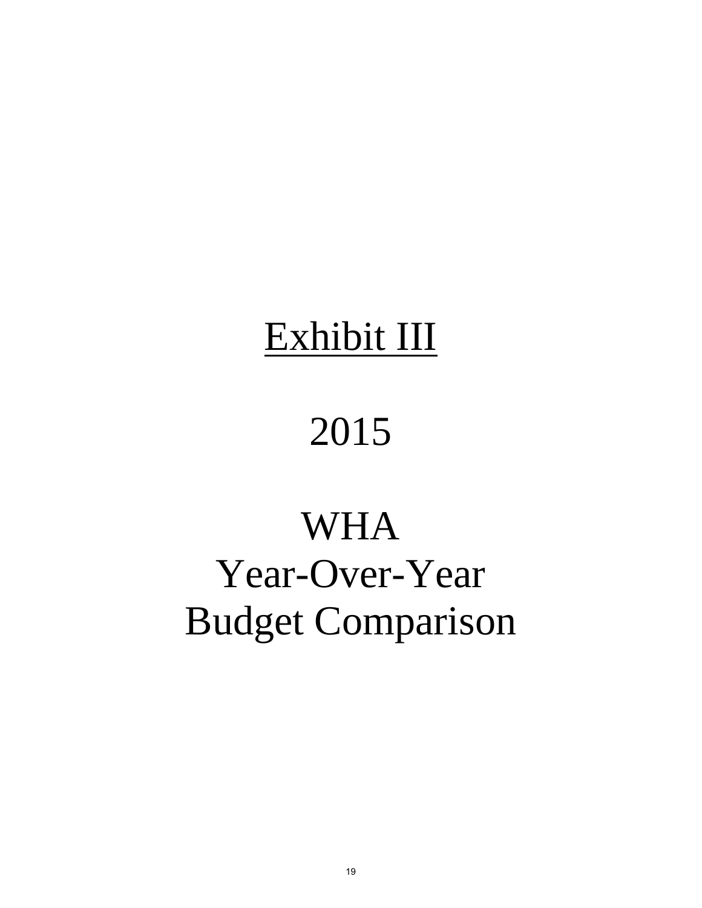# Exhibit III

# 2015

# WHA
# Year-Over-Year
# Budget Comparison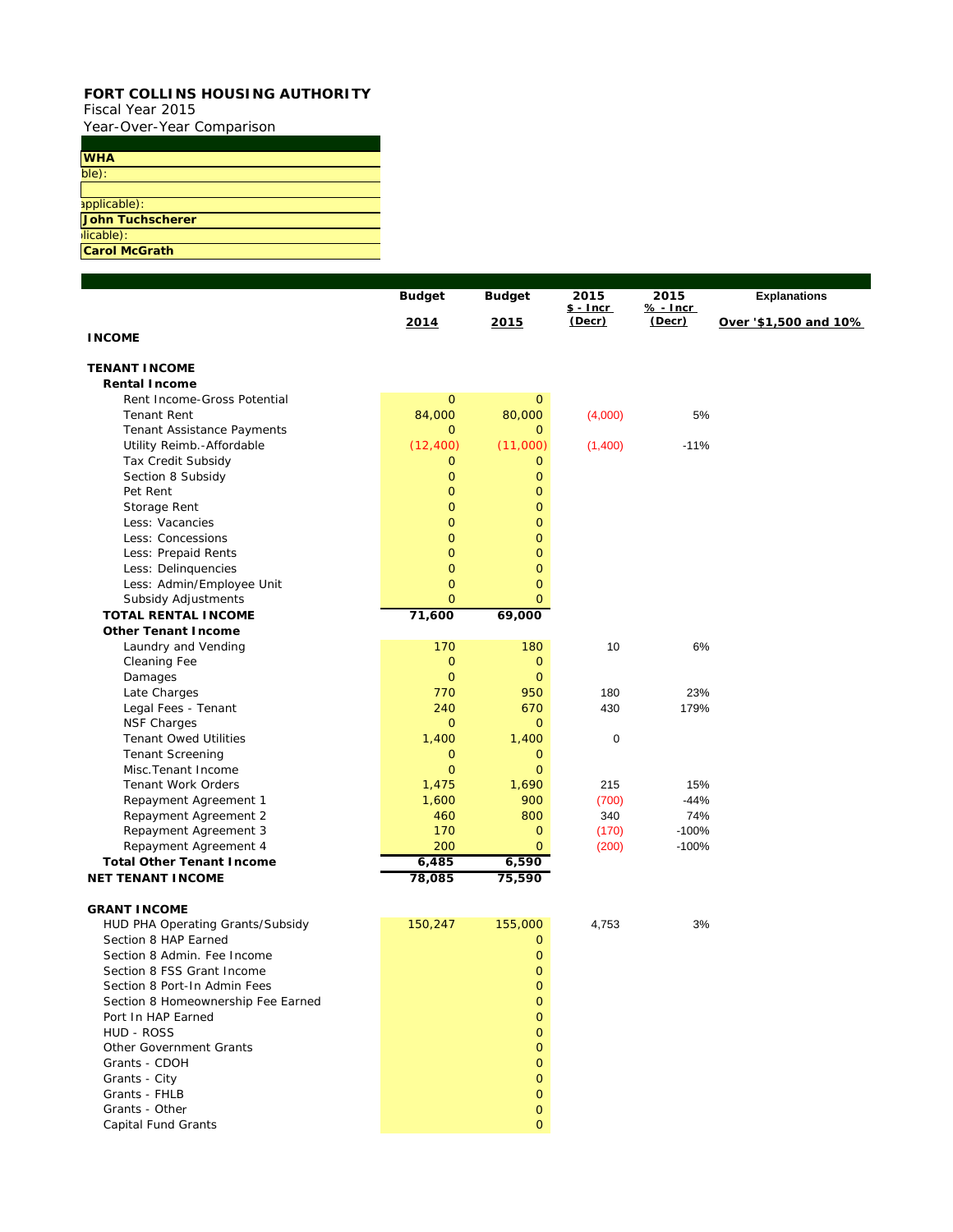**FORT COLLINS HOUSING AUTHORITY**
Fiscal Year 2015
Year-Over-Year Comparison

| |
|---|
| **WHA** |
| ble): |
| |
| applicable): |
| **John Tuchscherer** |
| licable): |
| **Carol McGrath** |

| | Budget 2014 | Budget 2015 | 2015 $ - Incr (Decr) | 2015 % - Incr (Decr) | Explanations Over '$1,500 and 10% |
|---|---|---|---|---|---|
| **INCOME** | | | | | |
| | | | | | |
| **TENANT INCOME** | | | | | |
| **Rental Income** | | | | | |
| Rent Income-Gross Potential | 0 | 0 | | | |
| Tenant Rent | 84,000 | 80,000 | (4,000) | 5% | |
| Tenant Assistance Payments | 0 | 0 | | | |
| Utility Reimb.-Affordable | (12,400) | (11,000) | (1,400) | -11% | |
| Tax Credit Subsidy | 0 | 0 | | | |
| Section 8 Subsidy | 0 | 0 | | | |
| Pet Rent | 0 | 0 | | | |
| Storage Rent | 0 | 0 | | | |
| Less: Vacancies | 0 | 0 | | | |
| Less: Concessions | 0 | 0 | | | |
| Less: Prepaid Rents | 0 | 0 | | | |
| Less: Delinquencies | 0 | 0 | | | |
| Less: Admin/Employee Unit | 0 | 0 | | | |
| Subsidy Adjustments | 0 | 0 | | | |
| **TOTAL RENTAL INCOME** | **71,600** | **69,000** | | | |
| **Other Tenant Income** | | | | | |
| Laundry and Vending | 170 | 180 | 10 | 6% | |
| Cleaning Fee | 0 | 0 | | | |
| Damages | 0 | 0 | | | |
| Late Charges | 770 | 950 | 180 | 23% | |
| Legal Fees - Tenant | 240 | 670 | 430 | 179% | |
| NSF Charges | 0 | 0 | | | |
| Tenant Owed Utilities | 1,400 | 1,400 | 0 | | |
| Tenant Screening | 0 | 0 | | | |
| Misc.Tenant Income | 0 | 0 | | | |
| Tenant Work Orders | 1,475 | 1,690 | 215 | 15% | |
| Repayment Agreement 1 | 1,600 | 900 | (700) | -44% | |
| Repayment Agreement 2 | 460 | 800 | 340 | 74% | |
| Repayment Agreement 3 | 170 | 0 | (170) | -100% | |
| Repayment Agreement 4 | 200 | 0 | (200) | -100% | |
| **Total Other Tenant Income** | **6,485** | **6,590** | | | |
| **NET TENANT INCOME** | **78,085** | **75,590** | | | |
| | | | | | |
| **GRANT INCOME** | | | | | |
| HUD PHA Operating Grants/Subsidy | 150,247 | 155,000 | 4,753 | 3% | |
| Section 8 HAP Earned | | 0 | | | |
| Section 8 Admin. Fee Income | | 0 | | | |
| Section 8 FSS Grant Income | | 0 | | | |
| Section 8 Port-In Admin Fees | | 0 | | | |
| Section 8 Homeownership Fee Earned | | 0 | | | |
| Port In HAP Earned | | 0 | | | |
| HUD - ROSS | | 0 | | | |
| Other Government Grants | | 0 | | | |
| Grants - CDOH | | 0 | | | |
| Grants - City | | 0 | | | |
| Grants - FHLB | | 0 | | | |
| Grants - Other | | 0 | | | |
| Capital Fund Grants | | 0 | | | |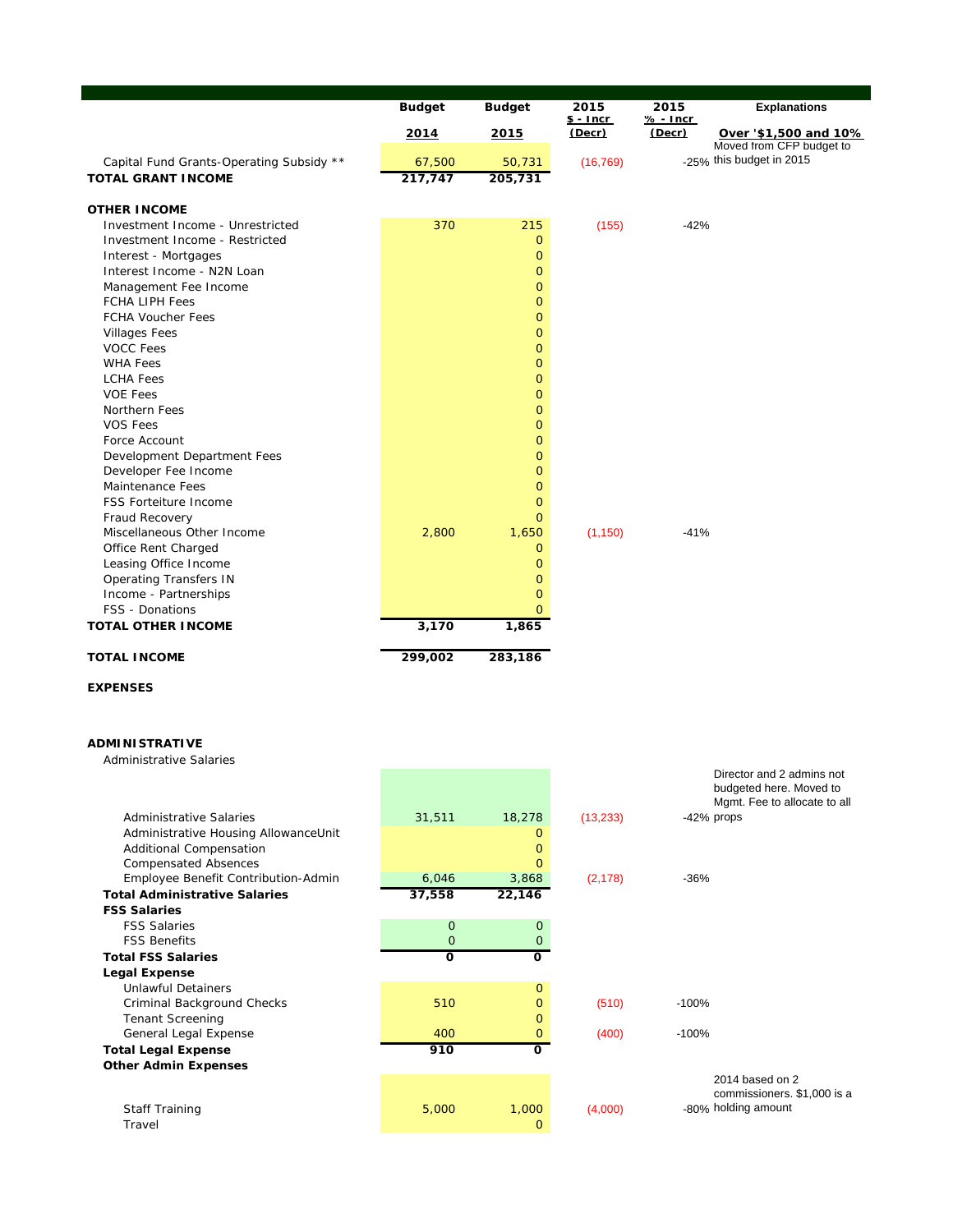| | Budget 2014 | Budget 2015 | 2015 $ - Incr (Decr) | 2015 % - Incr (Decr) | Explanations Over '$1,500 and 10% |
|---|---|---|---|---|---|
| Capital Fund Grants-Operating Subsidy ** | 67,500 | 50,731 | (16,769) | -25% | Moved from CFP budget to this budget in 2015 |
| **TOTAL GRANT INCOME** | **217,747** | **205,731** | | | |
| | | | | | |
| **OTHER INCOME** | | | | | |
| Investment Income - Unrestricted | 370 | 215 | (155) | -42% | |
| Investment Income - Restricted | | 0 | | | |
| Interest - Mortgages | | 0 | | | |
| Interest Income - N2N Loan | | 0 | | | |
| Management Fee Income | | 0 | | | |
| FCHA LIPH Fees | | 0 | | | |
| FCHA Voucher Fees | | 0 | | | |
| Villages Fees | | 0 | | | |
| VOCC Fees | | 0 | | | |
| WHA Fees | | 0 | | | |
| LCHA Fees | | 0 | | | |
| VOE Fees | | 0 | | | |
| Northern Fees | | 0 | | | |
| VOS Fees | | 0 | | | |
| Force Account | | 0 | | | |
| Development Department Fees | | 0 | | | |
| Developer Fee Income | | 0 | | | |
| Maintenance Fees | | 0 | | | |
| FSS Forfeiture Income | | 0 | | | |
| Fraud Recovery | | 0 | | | |
| Miscellaneous Other Income | 2,800 | 1,650 | (1,150) | -41% | |
| Office Rent Charged | | 0 | | | |
| Leasing Office Income | | 0 | | | |
| Operating Transfers IN | | 0 | | | |
| Income - Partnerships | | 0 | | | |
| FSS - Donations | | 0 | | | |
| **TOTAL OTHER INCOME** | **3,170** | **1,865** | | | |
| | | | | | |
| **TOTAL INCOME** | **299,002** | **283,186** | | | |
| | | | | | |
| **EXPENSES** | | | | | |
| | | | | | |
| **ADMINISTRATIVE** | | | | | |
| Administrative Salaries | | | | | |
| Administrative Salaries | 31,511 | 18,278 | (13,233) | -42% | Director and 2 admins not budgeted here. Moved to Mgmt. Fee to allocate to all props |
| Administrative Housing AllowanceUnit | | 0 | | | |
| Additional Compensation | | 0 | | | |
| Compensated Absences | | 0 | | | |
| Employee Benefit Contribution-Admin | 6,046 | 3,868 | (2,178) | -36% | |
| **Total Administrative Salaries** | **37,558** | **22,146** | | | |
| **FSS Salaries** | | | | | |
| FSS Salaries | 0 | 0 | | | |
| FSS Benefits | 0 | 0 | | | |
| **Total FSS Salaries** | **0** | **0** | | | |
| **Legal Expense** | | | | | |
| Unlawful Detainers | | 0 | | | |
| Criminal Background Checks | 510 | 0 | (510) | -100% | |
| Tenant Screening | | 0 | | | |
| General Legal Expense | 400 | 0 | (400) | -100% | |
| **Total Legal Expense** | **910** | **0** | | | |
| **Other Admin Expenses** | | | | | |
| Staff Training | 5,000 | 1,000 | (4,000) | -80% | 2014 based on 2 commissioners. $1,000 is a holding amount |
| Travel | | 0 | | | |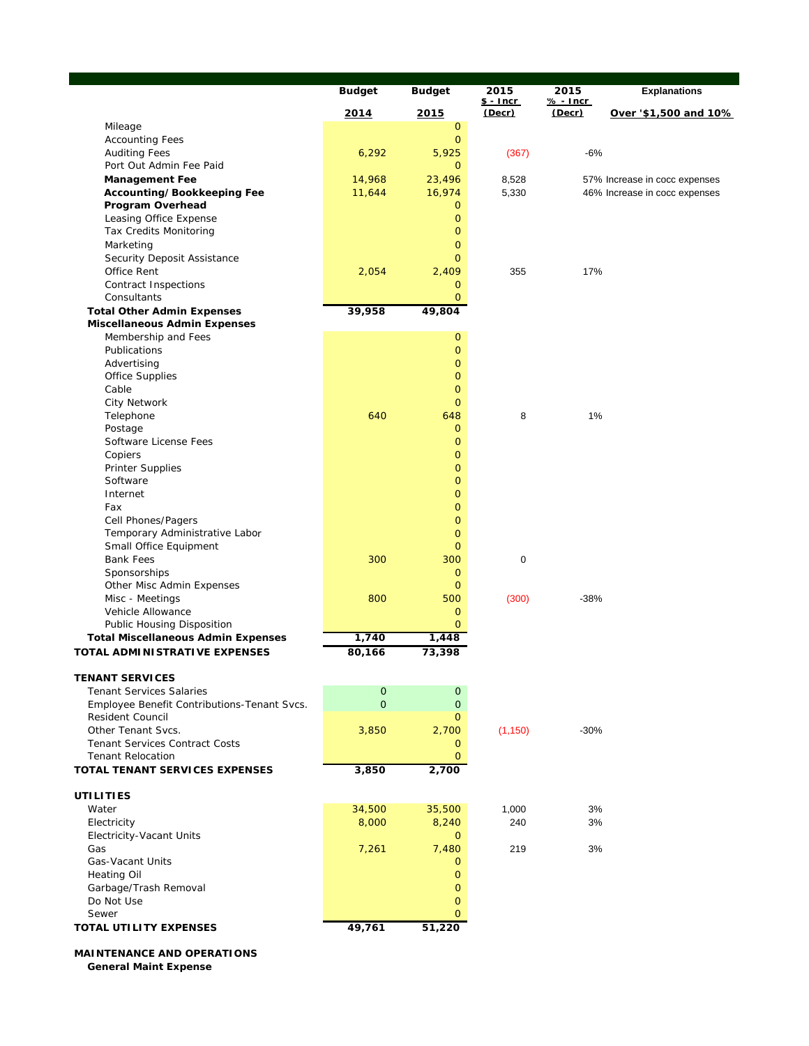| | Budget 2014 | Budget 2015 | 2015 $ - Incr (Decr) | 2015 % - Incr (Decr) | Explanations Over '$1,500 and 10% |
|---|---|---|---|---|---|
| Mileage | | 0 | | | |
| Accounting Fees | | 0 | | | |
| Auditing Fees | 6,292 | 5,925 | (367) | -6% | |
| Port Out Admin Fee Paid | | 0 | | | |
| **Management Fee** | 14,968 | 23,496 | 8,528 | | 57% Increase in cocc expenses |
| **Accounting/Bookkeeping Fee** | 11,644 | 16,974 | 5,330 | | 46% Increase in cocc expenses |
| **Program Overhead** | | 0 | | | |
| Leasing Office Expense | | 0 | | | |
| Tax Credits Monitoring | | 0 | | | |
| Marketing | | 0 | | | |
| Security Deposit Assistance | | 0 | | | |
| Office Rent | 2,054 | 2,409 | 355 | 17% | |
| Contract Inspections | | 0 | | | |
| Consultants | | 0 | | | |
| **Total Other Admin Expenses** | **39,958** | **49,804** | | | |
| **Miscellaneous Admin Expenses** | | | | | |
| Membership and Fees | | 0 | | | |
| Publications | | 0 | | | |
| Advertising | | 0 | | | |
| Office Supplies | | 0 | | | |
| Cable | | 0 | | | |
| City Network | | 0 | | | |
| Telephone | 640 | 648 | 8 | 1% | |
| Postage | | 0 | | | |
| Software License Fees | | 0 | | | |
| Copiers | | 0 | | | |
| Printer Supplies | | 0 | | | |
| Software | | 0 | | | |
| Internet | | 0 | | | |
| Fax | | 0 | | | |
| Cell Phones/Pagers | | 0 | | | |
| Temporary Administrative Labor | | 0 | | | |
| Small Office Equipment | | 0 | | | |
| Bank Fees | 300 | 300 | 0 | | |
| Sponsorships | | 0 | | | |
| Other Misc Admin Expenses | | 0 | | | |
| Misc - Meetings | 800 | 500 | (300) | -38% | |
| Vehicle Allowance | | 0 | | | |
| Public Housing Disposition | | 0 | | | |
| **Total Miscellaneous Admin Expenses** | **1,740** | **1,448** | | | |
| **TOTAL ADMINISTRATIVE EXPENSES** | **80,166** | **73,398** | | | |
| | | | | | |
| **TENANT SERVICES** | | | | | |
| Tenant Services Salaries | 0 | 0 | | | |
| Employee Benefit Contributions-Tenant Svcs. | 0 | 0 | | | |
| Resident Council | | 0 | | | |
| Other Tenant Svcs. | 3,850 | 2,700 | (1,150) | -30% | |
| Tenant Services Contract Costs | | 0 | | | |
| Tenant Relocation | | 0 | | | |
| **TOTAL TENANT SERVICES EXPENSES** | **3,850** | **2,700** | | | |
| | | | | | |
| **UTILITIES** | | | | | |
| Water | 34,500 | 35,500 | 1,000 | 3% | |
| Electricity | 8,000 | 8,240 | 240 | 3% | |
| Electricity-Vacant Units | | 0 | | | |
| Gas | 7,261 | 7,480 | 219 | 3% | |
| Gas-Vacant Units | | 0 | | | |
| Heating Oil | | 0 | | | |
| Garbage/Trash Removal | | 0 | | | |
| Do Not Use | | 0 | | | |
| Sewer | | 0 | | | |
| **TOTAL UTILITY EXPENSES** | **49,761** | **51,220** | | | |
| | | | | | |
| **MAINTENANCE AND OPERATIONS** | | | | | |
| **General Maint Expense** | | | | | |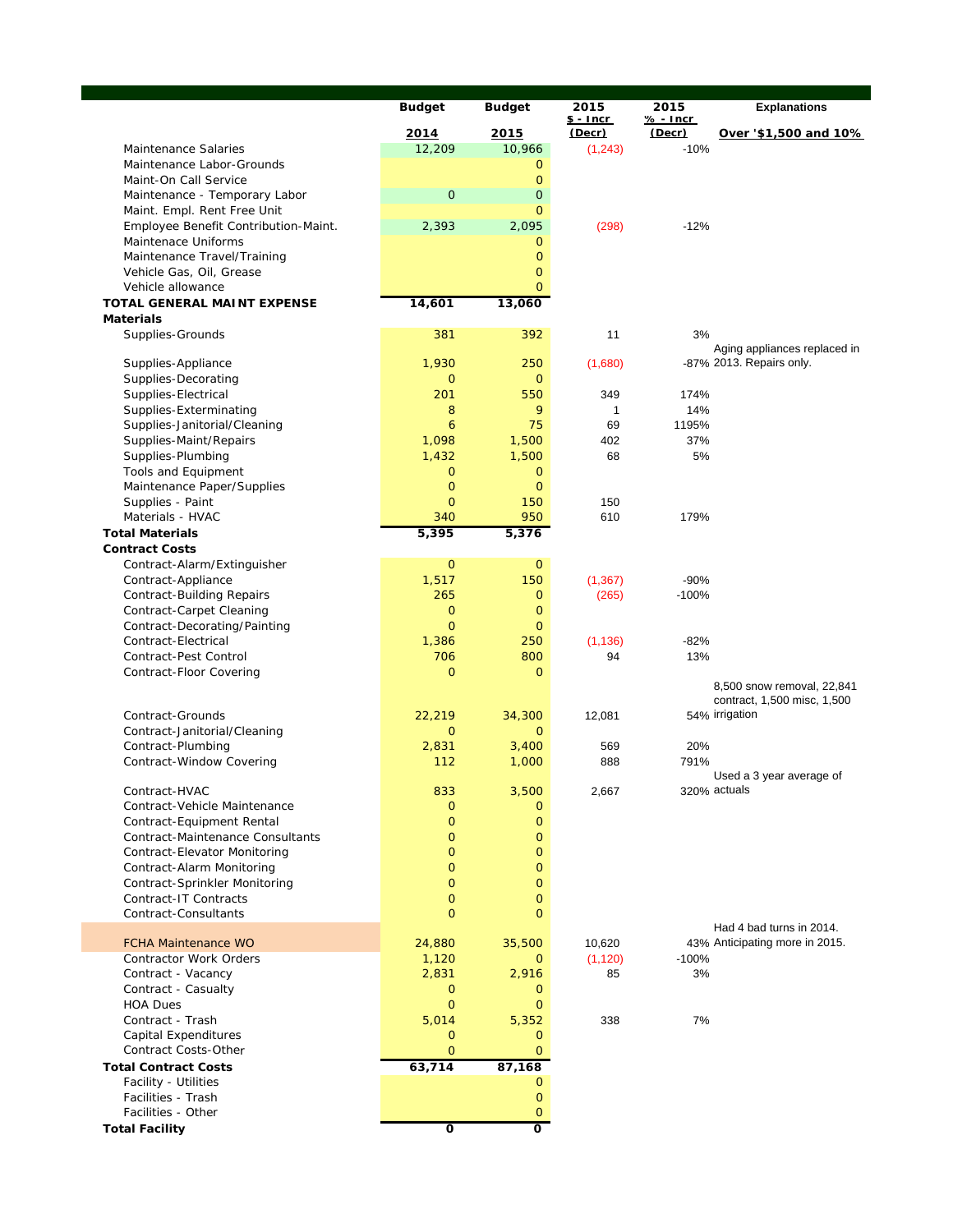| | Budget 2014 | Budget 2015 | 2015 $ - Incr (Decr) | 2015 % - Incr (Decr) | Explanations Over '$1,500 and 10% |
|---|---|---|---|---|---|
| Maintenance Salaries | 12,209 | 10,966 | (1,243) | -10% | |
| Maintenance Labor-Grounds | | 0 | | | |
| Maint-On Call Service | | 0 | | | |
| Maintenance - Temporary Labor | 0 | 0 | | | |
| Maint. Empl. Rent Free Unit | | 0 | | | |
| Employee Benefit Contribution-Maint. | 2,393 | 2,095 | (298) | -12% | |
| Maintenace Uniforms | | 0 | | | |
| Maintenance Travel/Training | | 0 | | | |
| Vehicle Gas, Oil, Grease | | 0 | | | |
| Vehicle allowance | | 0 | | | |
| **TOTAL GENERAL MAINT EXPENSE** | **14,601** | **13,060** | | | |
| **Materials** | | | | | |
| Supplies-Grounds | 381 | 392 | 11 | 3% | |
| Supplies-Appliance | 1,930 | 250 | (1,680) | -87% | Aging appliances replaced in 2013. Repairs only. |
| Supplies-Decorating | 0 | 0 | | | |
| Supplies-Electrical | 201 | 550 | 349 | 174% | |
| Supplies-Exterminating | 8 | 9 | 1 | 14% | |
| Supplies-Janitorial/Cleaning | 6 | 75 | 69 | 1195% | |
| Supplies-Maint/Repairs | 1,098 | 1,500 | 402 | 37% | |
| Supplies-Plumbing | 1,432 | 1,500 | 68 | 5% | |
| Tools and Equipment | 0 | 0 | | | |
| Maintenance Paper/Supplies | 0 | 0 | | | |
| Supplies - Paint | 0 | 150 | 150 | | |
| Materials - HVAC | 340 | 950 | 610 | 179% | |
| **Total Materials** | **5,395** | **5,376** | | | |
| **Contract Costs** | | | | | |
| Contract-Alarm/Extinguisher | 0 | 0 | | | |
| Contract-Appliance | 1,517 | 150 | (1,367) | -90% | |
| Contract-Building Repairs | 265 | 0 | (265) | -100% | |
| Contract-Carpet Cleaning | 0 | 0 | | | |
| Contract-Decorating/Painting | 0 | 0 | | | |
| Contract-Electrical | 1,386 | 250 | (1,136) | -82% | |
| Contract-Pest Control | 706 | 800 | 94 | 13% | |
| Contract-Floor Covering | 0 | 0 | | | |
| Contract-Grounds | 22,219 | 34,300 | 12,081 | 54% | 8,500 snow removal, 22,841 contract, 1,500 misc, 1,500 irrigation |
| Contract-Janitorial/Cleaning | 0 | 0 | | | |
| Contract-Plumbing | 2,831 | 3,400 | 569 | 20% | |
| Contract-Window Covering | 112 | 1,000 | 888 | 791% | |
| Contract-HVAC | 833 | 3,500 | 2,667 | 320% | Used a 3 year average of actuals |
| Contract-Vehicle Maintenance | 0 | 0 | | | |
| Contract-Equipment Rental | 0 | 0 | | | |
| Contract-Maintenance Consultants | 0 | 0 | | | |
| Contract-Elevator Monitoring | 0 | 0 | | | |
| Contract-Alarm Monitoring | 0 | 0 | | | |
| Contract-Sprinkler Monitoring | 0 | 0 | | | |
| Contract-IT Contracts | 0 | 0 | | | |
| Contract-Consultants | 0 | 0 | | | |
| FCHA Maintenance WO | 24,880 | 35,500 | 10,620 | 43% | Had 4 bad turns in 2014. Anticipating more in 2015. |
| Contractor Work Orders | 1,120 | 0 | (1,120) | -100% | |
| Contract - Vacancy | 2,831 | 2,916 | 85 | 3% | |
| Contract - Casualty | 0 | 0 | | | |
| HOA Dues | 0 | 0 | | | |
| Contract - Trash | 5,014 | 5,352 | 338 | 7% | |
| Capital Expenditures | 0 | 0 | | | |
| Contract Costs-Other | 0 | 0 | | | |
| **Total Contract Costs** | **63,714** | **87,168** | | | |
| Facility - Utilities | | 0 | | | |
| Facilities - Trash | | 0 | | | |
| Facilities - Other | | 0 | | | |
| **Total Facility** | **0** | **0** | | | |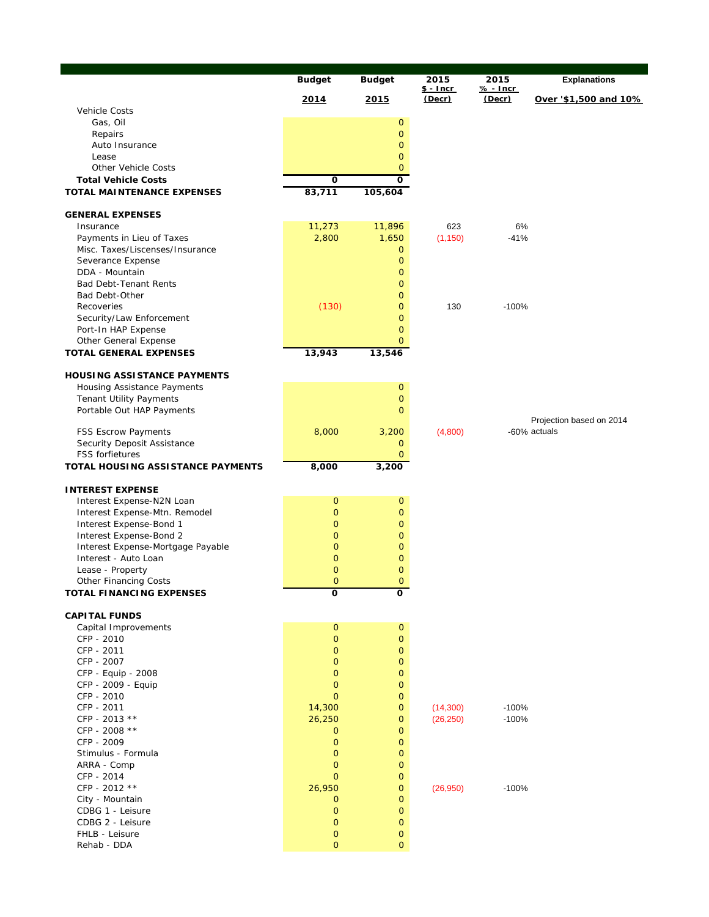| | Budget 2014 | Budget 2015 | 2015 $ - Incr (Decr) | 2015 % - Incr (Decr) | Explanations Over '$1,500 and 10% |
|---|---|---|---|---|---|
| Vehicle Costs | | | | | |
| Gas, Oil | | 0 | | | |
| Repairs | | 0 | | | |
| Auto Insurance | | 0 | | | |
| Lease | | 0 | | | |
| Other Vehicle Costs | | 0 | | | |
| **Total Vehicle Costs** | **0** | **0** | | | |
| **TOTAL MAINTENANCE EXPENSES** | **83,711** | **105,604** | | | |
| | | | | | |
| **GENERAL EXPENSES** | | | | | |
| Insurance | 11,273 | 11,896 | 623 | 6% | |
| Payments in Lieu of Taxes | 2,800 | 1,650 | (1,150) | -41% | |
| Misc. Taxes/Liscenses/Insurance | | 0 | | | |
| Severance Expense | | 0 | | | |
| DDA - Mountain | | 0 | | | |
| Bad Debt-Tenant Rents | | 0 | | | |
| Bad Debt-Other | | 0 | | | |
| Recoveries | (130) | 0 | 130 | -100% | |
| Security/Law Enforcement | | 0 | | | |
| Port-In HAP Expense | | 0 | | | |
| Other General Expense | | 0 | | | |
| **TOTAL GENERAL EXPENSES** | **13,943** | **13,546** | | | |
| | | | | | |
| **HOUSING ASSISTANCE PAYMENTS** | | | | | |
| Housing Assistance Payments | | 0 | | | |
| Tenant Utility Payments | | 0 | | | |
| Portable Out HAP Payments | | 0 | | | |
| FSS Escrow Payments | 8,000 | 3,200 | (4,800) | -60% | Projection based on 2014 actuals |
| Security Deposit Assistance | | 0 | | | |
| FSS forfietures | | 0 | | | |
| **TOTAL HOUSING ASSISTANCE PAYMENTS** | **8,000** | **3,200** | | | |
| | | | | | |
| **INTEREST EXPENSE** | | | | | |
| Interest Expense-N2N Loan | 0 | 0 | | | |
| Interest Expense-Mtn. Remodel | 0 | 0 | | | |
| Interest Expense-Bond 1 | 0 | 0 | | | |
| Interest Expense-Bond 2 | 0 | 0 | | | |
| Interest Expense-Mortgage Payable | 0 | 0 | | | |
| Interest - Auto Loan | 0 | 0 | | | |
| Lease - Property | 0 | 0 | | | |
| Other Financing Costs | 0 | 0 | | | |
| **TOTAL FINANCING EXPENSES** | **0** | **0** | | | |
| | | | | | |
| **CAPITAL FUNDS** | | | | | |
| Capital Improvements | 0 | 0 | | | |
| CFP - 2010 | 0 | 0 | | | |
| CFP - 2011 | 0 | 0 | | | |
| CFP - 2007 | 0 | 0 | | | |
| CFP - Equip - 2008 | 0 | 0 | | | |
| CFP - 2009 - Equip | 0 | 0 | | | |
| CFP - 2010 | 0 | 0 | | | |
| CFP - 2011 | 14,300 | 0 | (14,300) | -100% | |
| CFP - 2013 ** | 26,250 | 0 | (26,250) | -100% | |
| CFP - 2008 ** | 0 | 0 | | | |
| CFP - 2009 | 0 | 0 | | | |
| Stimulus - Formula | 0 | 0 | | | |
| ARRA - Comp | 0 | 0 | | | |
| CFP - 2014 | 0 | 0 | | | |
| CFP - 2012 ** | 26,950 | 0 | (26,950) | -100% | |
| City - Mountain | 0 | 0 | | | |
| CDBG 1 - Leisure | 0 | 0 | | | |
| CDBG 2 - Leisure | 0 | 0 | | | |
| FHLB - Leisure | 0 | 0 | | | |
| Rehab - DDA | 0 | 0 | | | |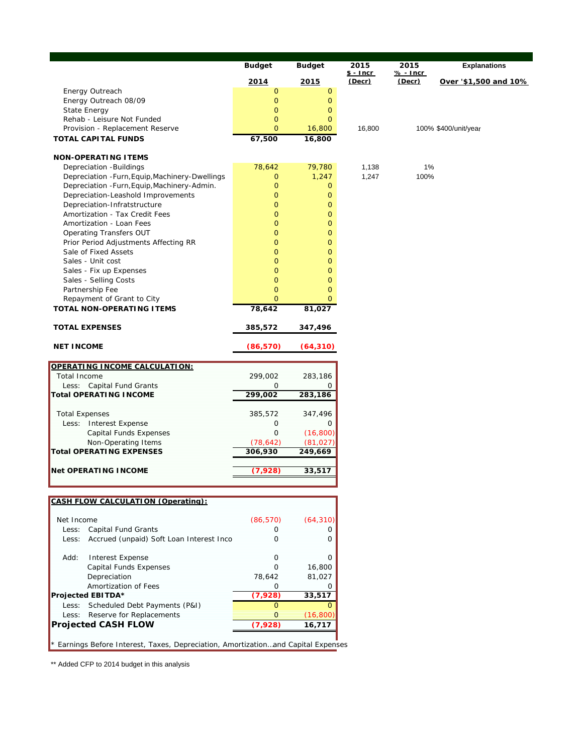| | Budget 2014 | Budget 2015 | 2015 $ - Incr (Decr) | 2015 % - Incr (Decr) | Explanations Over '$1,500 and 10% |
|---|---|---|---|---|---|
| Energy Outreach | 0 | 0 | | | |
| Energy Outreach 08/09 | 0 | 0 | | | |
| State Energy | 0 | 0 | | | |
| Rehab - Leisure Not Funded | 0 | 0 | | | |
| Provision - Replacement Reserve | 0 | 16,800 | 16,800 | 100% | $400/unit/year |
| **TOTAL CAPITAL FUNDS** | **67,500** | **16,800** | | | |
| | | | | | |
| **NON-OPERATING ITEMS** | | | | | |
| Depreciation -Buildings | 78,642 | 79,780 | 1,138 | 1% | |
| Depreciation -Furn,Equip,Machinery-Dwellings | 0 | 1,247 | 1,247 | 100% | |
| Depreciation -Furn,Equip,Machinery-Admin. | 0 | 0 | | | |
| Depreciation-Leashold Improvements | 0 | 0 | | | |
| Depreciation-Infratstructure | 0 | 0 | | | |
| Amortization - Tax Credit Fees | 0 | 0 | | | |
| Amortization - Loan Fees | 0 | 0 | | | |
| Operating Transfers OUT | 0 | 0 | | | |
| Prior Period Adjustments Affecting RR | 0 | 0 | | | |
| Sale of Fixed Assets | 0 | 0 | | | |
| Sales - Unit cost | 0 | 0 | | | |
| Sales - Fix up Expenses | 0 | 0 | | | |
| Sales - Selling Costs | 0 | 0 | | | |
| Partnership Fee | 0 | 0 | | | |
| Repayment of Grant to City | 0 | 0 | | | |
| **TOTAL NON-OPERATING ITEMS** | **78,642** | **81,027** | | | |
| | | | | | |
| **TOTAL EXPENSES** | **385,572** | **347,496** | | | |
| | | | | | |
| **NET INCOME** | **(86,570)** | **(64,310)** | | | |

| **OPERATING INCOME CALCULATION:** | | |
|---|---|---|
| Total Income | 299,002 | 283,186 |
| Less: Capital Fund Grants | 0 | 0 |
| **Total OPERATING INCOME** | **299,002** | **283,186** |
| | | |
| Total Expenses | 385,572 | 347,496 |
| Less: Interest Expense | 0 | 0 |
| Capital Funds Expenses | 0 | (16,800) |
| Non-Operating Items | (78,642) | (81,027) |
| **Total OPERATING EXPENSES** | **306,930** | **249,669** |
| | | |
| **Net OPERATING INCOME** | **(7,928)** | **33,517** |

| **CASH FLOW CALCULATION (Operating):** | | |
|---|---|---|
| Net Income | (86,570) | (64,310) |
| Less: Capital Fund Grants | 0 | 0 |
| Less: Accrued (unpaid) Soft Loan Interest Inco | 0 | 0 |
| | | |
| Add: Interest Expense | 0 | 0 |
| Capital Funds Expenses | 0 | 16,800 |
| Depreciation | 78,642 | 81,027 |
| Amortization of Fees | 0 | 0 |
| **Projected EBITDA*** | **(7,928)** | **33,517** |
| Less: Scheduled Debt Payments (P&I) | 0 | 0 |
| Less: Reserve for Replacements | 0 | (16,800) |
| **Projected CASH FLOW** | **(7,928)** | **16,717** |

* Earnings Before Interest, Taxes, Depreciation, Amortization..and Capital Expenses

** Added CFP to 2014 budget in this analysis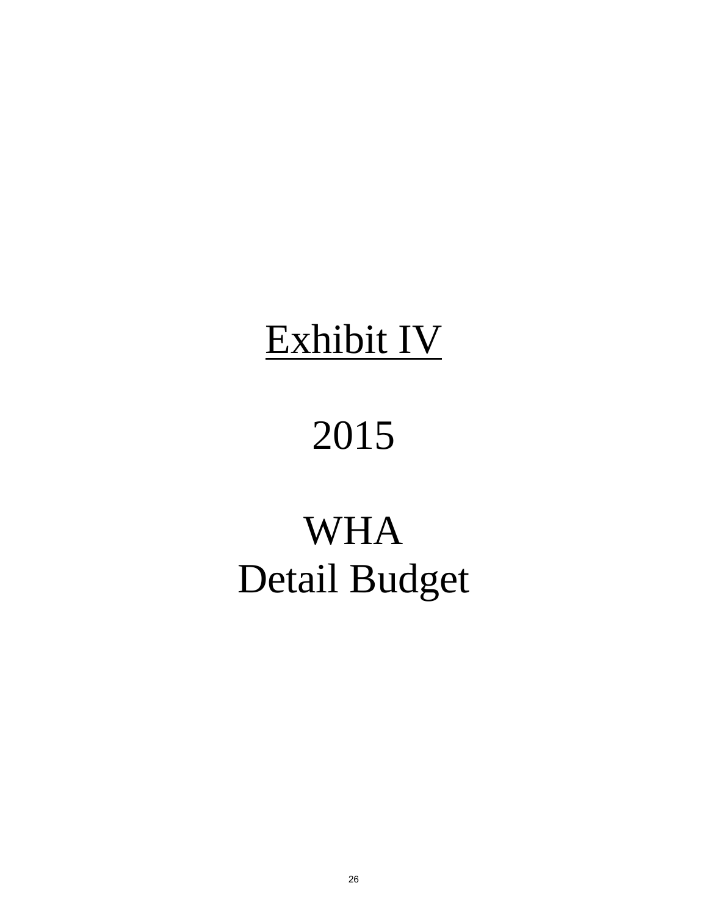# Exhibit IV

# 2015

# WHA
# Detail Budget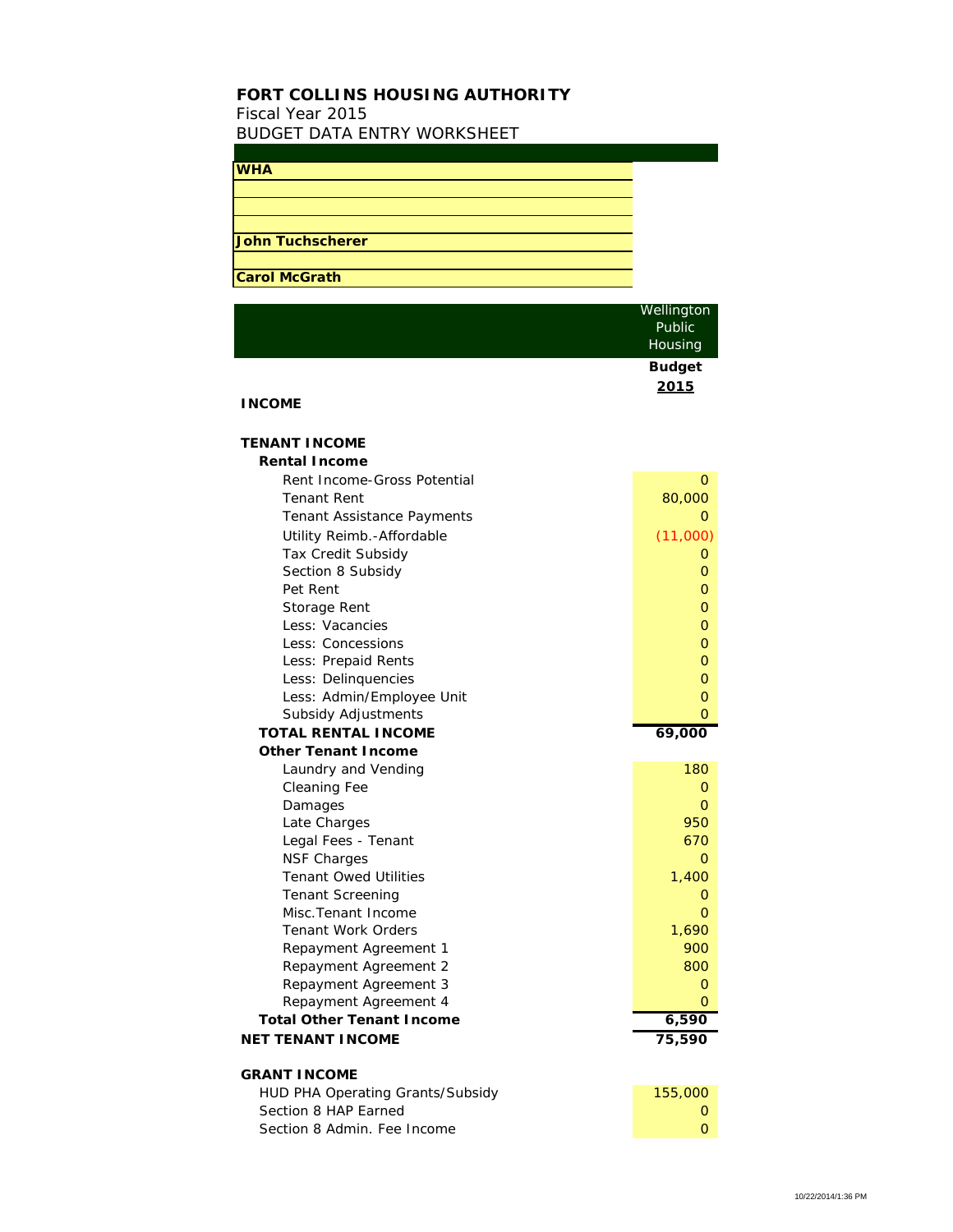**FORT COLLINS HOUSING AUTHORITY**
Fiscal Year 2015
BUDGET DATA ENTRY WORKSHEET

**WHA**

**John Tuchscherer**

**Carol McGrath**

| | Wellington Public Housing |
|---|---|
| | **Budget** |
| | **2015** |
| **INCOME** | |
| | |
| **TENANT INCOME** | |
| **Rental Income** | |
| Rent Income-Gross Potential | 0 |
| Tenant Rent | 80,000 |
| Tenant Assistance Payments | 0 |
| Utility Reimb.-Affordable | (11,000) |
| Tax Credit Subsidy | 0 |
| Section 8 Subsidy | 0 |
| Pet Rent | 0 |
| Storage Rent | 0 |
| Less: Vacancies | 0 |
| Less: Concessions | 0 |
| Less: Prepaid Rents | 0 |
| Less: Delinquencies | 0 |
| Less: Admin/Employee Unit | 0 |
| Subsidy Adjustments | 0 |
| **TOTAL RENTAL INCOME** | **69,000** |
| **Other Tenant Income** | |
| Laundry and Vending | 180 |
| Cleaning Fee | 0 |
| Damages | 0 |
| Late Charges | 950 |
| Legal Fees - Tenant | 670 |
| NSF Charges | 0 |
| Tenant Owed Utilities | 1,400 |
| Tenant Screening | 0 |
| Misc.Tenant Income | 0 |
| Tenant Work Orders | 1,690 |
| Repayment Agreement 1 | 900 |
| Repayment Agreement 2 | 800 |
| Repayment Agreement 3 | 0 |
| Repayment Agreement 4 | 0 |
| **Total Other Tenant Income** | **6,590** |
| **NET TENANT INCOME** | **75,590** |
| | |
| **GRANT INCOME** | |
| HUD PHA Operating Grants/Subsidy | 155,000 |
| Section 8 HAP Earned | 0 |
| Section 8 Admin. Fee Income | 0 |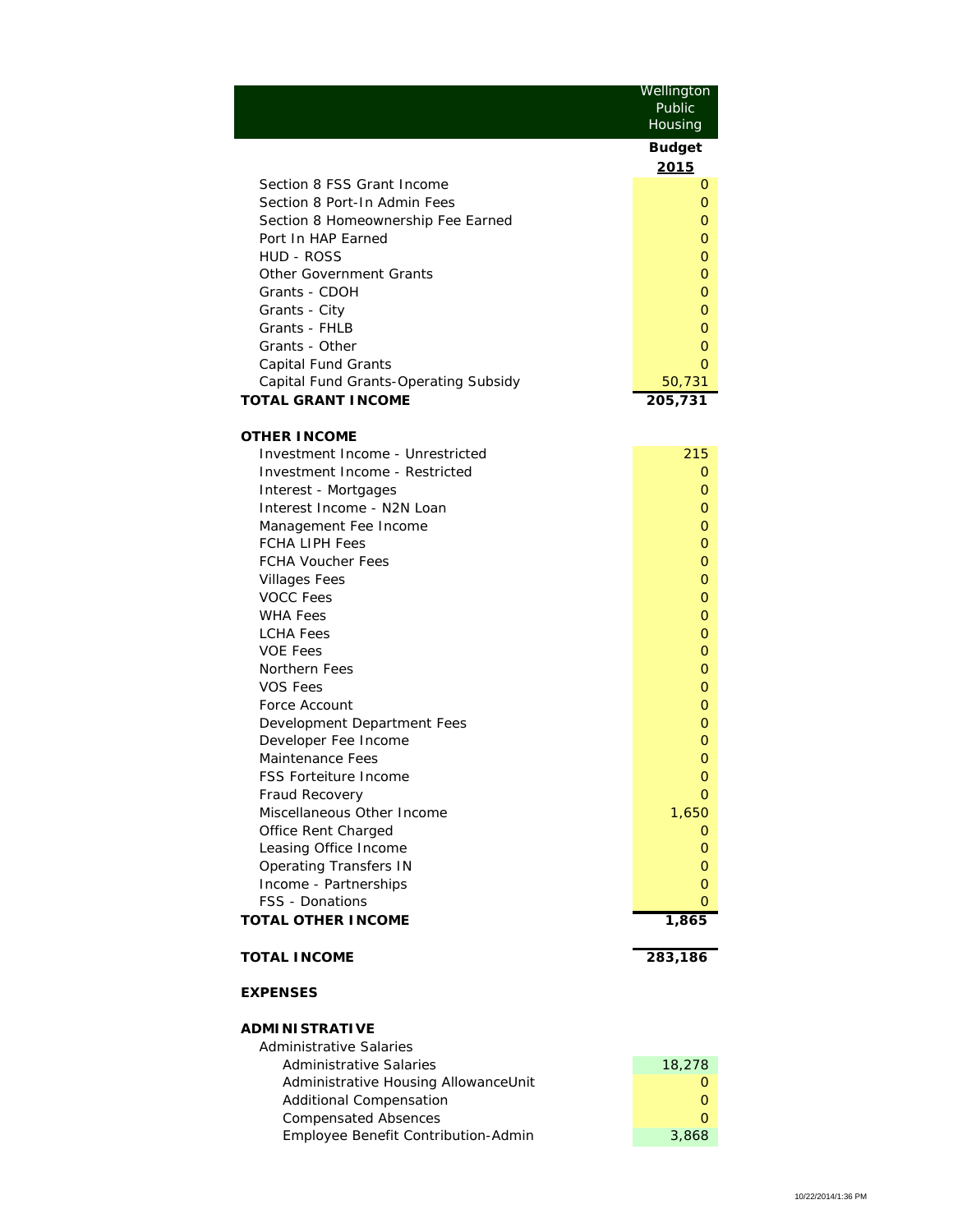| | Wellington Public Housing |
|---|---|
| | **Budget** |
| | **2015** |
| Section 8 FSS Grant Income | 0 |
| Section 8 Port-In Admin Fees | 0 |
| Section 8 Homeownership Fee Earned | 0 |
| Port In HAP Earned | 0 |
| HUD - ROSS | 0 |
| Other Government Grants | 0 |
| Grants - CDOH | 0 |
| Grants - City | 0 |
| Grants - FHLB | 0 |
| Grants - Other | 0 |
| Capital Fund Grants | 0 |
| Capital Fund Grants-Operating Subsidy | 50,731 |
| **TOTAL GRANT INCOME** | **205,731** |
| | |
| **OTHER INCOME** | |
| Investment Income - Unrestricted | 215 |
| Investment Income - Restricted | 0 |
| Interest - Mortgages | 0 |
| Interest Income - N2N Loan | 0 |
| Management Fee Income | 0 |
| FCHA LIPH Fees | 0 |
| FCHA Voucher Fees | 0 |
| Villages Fees | 0 |
| VOCC Fees | 0 |
| WHA Fees | 0 |
| LCHA Fees | 0 |
| VOE Fees | 0 |
| Northern Fees | 0 |
| VOS Fees | 0 |
| Force Account | 0 |
| Development Department Fees | 0 |
| Developer Fee Income | 0 |
| Maintenance Fees | 0 |
| FSS Forteiture Income | 0 |
| Fraud Recovery | 0 |
| Miscellaneous Other Income | 1,650 |
| Office Rent Charged | 0 |
| Leasing Office Income | 0 |
| Operating Transfers IN | 0 |
| Income - Partnerships | 0 |
| FSS - Donations | 0 |
| **TOTAL OTHER INCOME** | **1,865** |
| | |
| **TOTAL INCOME** | **283,186** |
| | |
| **EXPENSES** | |
| | |
| **ADMINISTRATIVE** | |
| Administrative Salaries | |
| Administrative Salaries | 18,278 |
| Administrative Housing AllowanceUnit | 0 |
| Additional Compensation | 0 |
| Compensated Absences | 0 |
| Employee Benefit Contribution-Admin | 3,868 |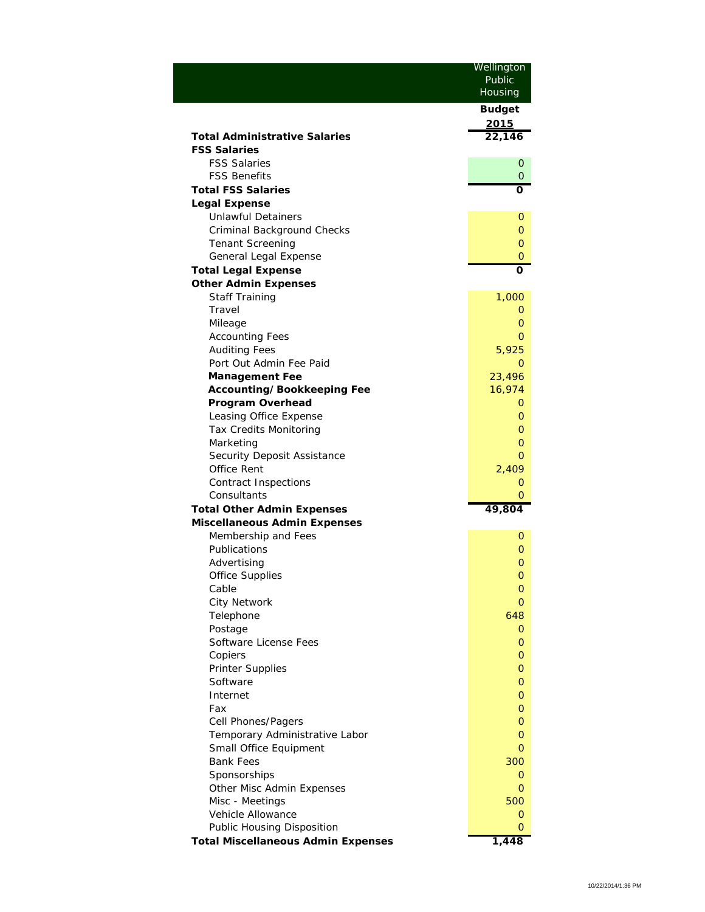| | Wellington Public Housing |
|---|---|
| | **Budget** |
| | **2015** |
| **Total Administrative Salaries** | **22,146** |
| **FSS Salaries** | |
| FSS Salaries | 0 |
| FSS Benefits | 0 |
| **Total FSS Salaries** | **0** |
| **Legal Expense** | |
| Unlawful Detainers | 0 |
| Criminal Background Checks | 0 |
| Tenant Screening | 0 |
| General Legal Expense | 0 |
| **Total Legal Expense** | **0** |
| **Other Admin Expenses** | |
| Staff Training | 1,000 |
| Travel | 0 |
| Mileage | 0 |
| Accounting Fees | 0 |
| Auditing Fees | 5,925 |
| Port Out Admin Fee Paid | 0 |
| **Management Fee** | 23,496 |
| **Accounting/Bookkeeping Fee** | 16,974 |
| **Program Overhead** | 0 |
| Leasing Office Expense | 0 |
| Tax Credits Monitoring | 0 |
| Marketing | 0 |
| Security Deposit Assistance | 0 |
| Office Rent | 2,409 |
| Contract Inspections | 0 |
| Consultants | 0 |
| **Total Other Admin Expenses** | **49,804** |
| **Miscellaneous Admin Expenses** | |
| Membership and Fees | 0 |
| Publications | 0 |
| Advertising | 0 |
| Office Supplies | 0 |
| Cable | 0 |
| City Network | 0 |
| Telephone | 648 |
| Postage | 0 |
| Software License Fees | 0 |
| Copiers | 0 |
| Printer Supplies | 0 |
| Software | 0 |
| Internet | 0 |
| Fax | 0 |
| Cell Phones/Pagers | 0 |
| Temporary Administrative Labor | 0 |
| Small Office Equipment | 0 |
| Bank Fees | 300 |
| Sponsorships | 0 |
| Other Misc Admin Expenses | 0 |
| Misc - Meetings | 500 |
| Vehicle Allowance | 0 |
| Public Housing Disposition | 0 |
| **Total Miscellaneous Admin Expenses** | **1,448** |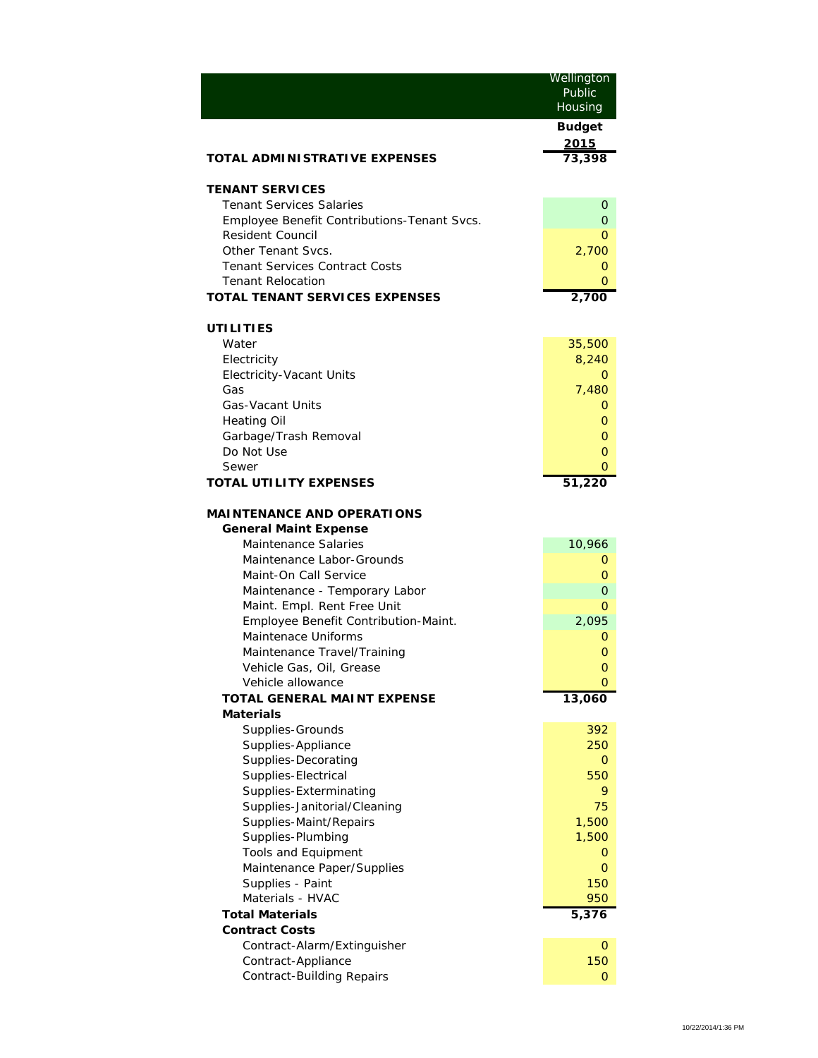| | Wellington Public Housing |
|---|---|
| | **Budget** |
| | **2015** |
| **TOTAL ADMINISTRATIVE EXPENSES** | **73,398** |
| | |
| **TENANT SERVICES** | |
| Tenant Services Salaries | 0 |
| Employee Benefit Contributions-Tenant Svcs. | 0 |
| Resident Council | 0 |
| Other Tenant Svcs. | 2,700 |
| Tenant Services Contract Costs | 0 |
| Tenant Relocation | 0 |
| **TOTAL TENANT SERVICES EXPENSES** | **2,700** |
| | |
| **UTILITIES** | |
| Water | 35,500 |
| Electricity | 8,240 |
| Electricity-Vacant Units | 0 |
| Gas | 7,480 |
| Gas-Vacant Units | 0 |
| Heating Oil | 0 |
| Garbage/Trash Removal | 0 |
| Do Not Use | 0 |
| Sewer | 0 |
| **TOTAL UTILITY EXPENSES** | **51,220** |
| | |
| **MAINTENANCE AND OPERATIONS** | |
| **General Maint Expense** | |
| Maintenance Salaries | 10,966 |
| Maintenance Labor-Grounds | 0 |
| Maint-On Call Service | 0 |
| Maintenance - Temporary Labor | 0 |
| Maint. Empl. Rent Free Unit | 0 |
| Employee Benefit Contribution-Maint. | 2,095 |
| Maintenace Uniforms | 0 |
| Maintenance Travel/Training | 0 |
| Vehicle Gas, Oil, Grease | 0 |
| Vehicle allowance | 0 |
| **TOTAL GENERAL MAINT EXPENSE** | **13,060** |
| **Materials** | |
| Supplies-Grounds | 392 |
| Supplies-Appliance | 250 |
| Supplies-Decorating | 0 |
| Supplies-Electrical | 550 |
| Supplies-Exterminating | 9 |
| Supplies-Janitorial/Cleaning | 75 |
| Supplies-Maint/Repairs | 1,500 |
| Supplies-Plumbing | 1,500 |
| Tools and Equipment | 0 |
| Maintenance Paper/Supplies | 0 |
| Supplies - Paint | 150 |
| Materials - HVAC | 950 |
| **Total Materials** | **5,376** |
| **Contract Costs** | |
| Contract-Alarm/Extinguisher | 0 |
| Contract-Appliance | 150 |
| Contract-Building Repairs | 0 |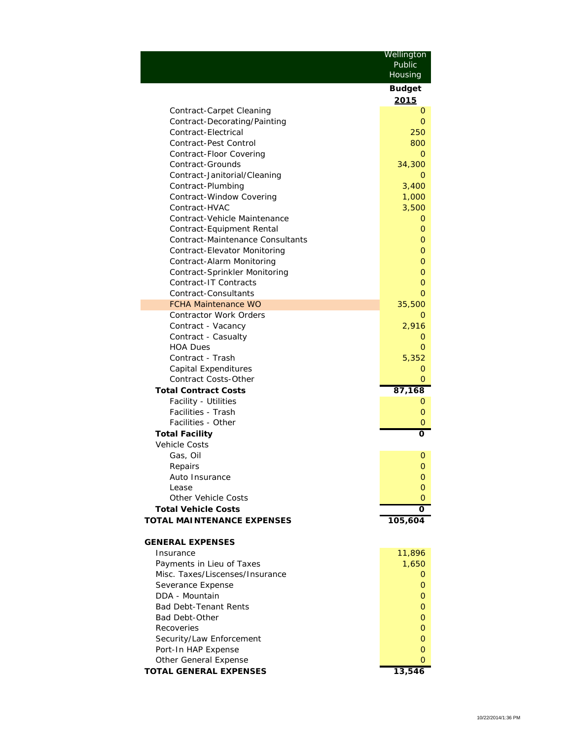| | Wellington Public Housing |
|---|---|
| | **Budget** |
| | **2015** |
| Contract-Carpet Cleaning | 0 |
| Contract-Decorating/Painting | 0 |
| Contract-Electrical | 250 |
| Contract-Pest Control | 800 |
| Contract-Floor Covering | 0 |
| Contract-Grounds | 34,300 |
| Contract-Janitorial/Cleaning | 0 |
| Contract-Plumbing | 3,400 |
| Contract-Window Covering | 1,000 |
| Contract-HVAC | 3,500 |
| Contract-Vehicle Maintenance | 0 |
| Contract-Equipment Rental | 0 |
| Contract-Maintenance Consultants | 0 |
| Contract-Elevator Monitoring | 0 |
| Contract-Alarm Monitoring | 0 |
| Contract-Sprinkler Monitoring | 0 |
| Contract-IT Contracts | 0 |
| Contract-Consultants | 0 |
| FCHA Maintenance WO | 35,500 |
| Contractor Work Orders | 0 |
| Contract - Vacancy | 2,916 |
| Contract - Casualty | 0 |
| HOA Dues | 0 |
| Contract - Trash | 5,352 |
| Capital Expenditures | 0 |
| Contract Costs-Other | 0 |
| **Total Contract Costs** | **87,168** |
| Facility - Utilities | 0 |
| Facilities - Trash | 0 |
| Facilities - Other | 0 |
| **Total Facility** | **0** |
| Vehicle Costs | |
| Gas, Oil | 0 |
| Repairs | 0 |
| Auto Insurance | 0 |
| Lease | 0 |
| Other Vehicle Costs | 0 |
| **Total Vehicle Costs** | **0** |
| **TOTAL MAINTENANCE EXPENSES** | **105,604** |
| | |
| **GENERAL EXPENSES** | |
| Insurance | 11,896 |
| Payments in Lieu of Taxes | 1,650 |
| Misc. Taxes/Liscenses/Insurance | 0 |
| Severance Expense | 0 |
| DDA - Mountain | 0 |
| Bad Debt-Tenant Rents | 0 |
| Bad Debt-Other | 0 |
| Recoveries | 0 |
| Security/Law Enforcement | 0 |
| Port-In HAP Expense | 0 |
| Other General Expense | 0 |
| **TOTAL GENERAL EXPENSES** | **13,546** |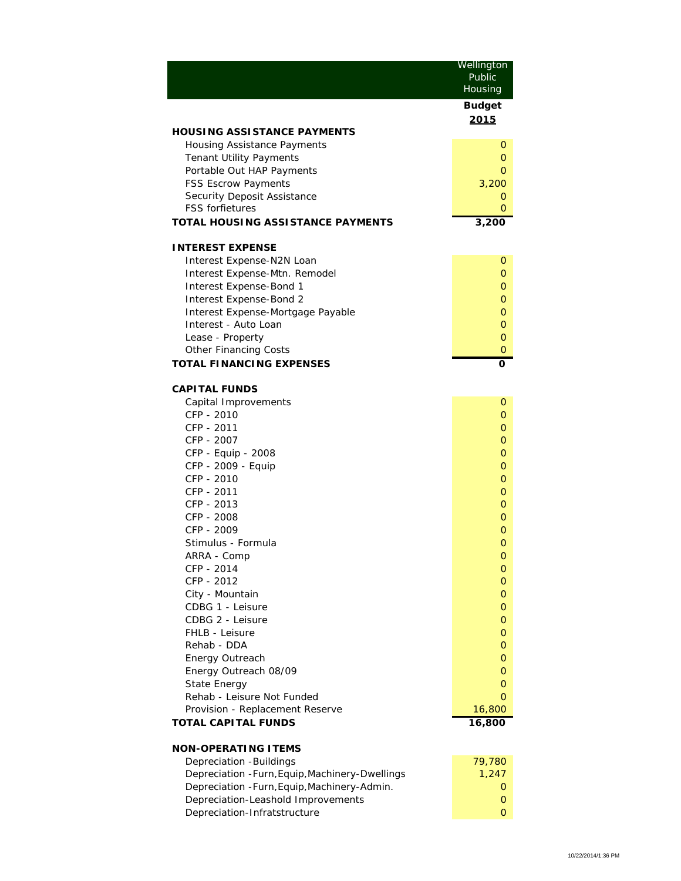| | Wellington Public Housing |
|---|---|
| | **Budget** |
| | **2015** |
| **HOUSING ASSISTANCE PAYMENTS** | |
| Housing Assistance Payments | 0 |
| Tenant Utility Payments | 0 |
| Portable Out HAP Payments | 0 |
| FSS Escrow Payments | 3,200 |
| Security Deposit Assistance | 0 |
| FSS forfietures | 0 |
| **TOTAL HOUSING ASSISTANCE PAYMENTS** | **3,200** |
| | |
| **INTEREST EXPENSE** | |
| Interest Expense-N2N Loan | 0 |
| Interest Expense-Mtn. Remodel | 0 |
| Interest Expense-Bond 1 | 0 |
| Interest Expense-Bond 2 | 0 |
| Interest Expense-Mortgage Payable | 0 |
| Interest - Auto Loan | 0 |
| Lease - Property | 0 |
| Other Financing Costs | 0 |
| **TOTAL FINANCING EXPENSES** | **0** |
| | |
| **CAPITAL FUNDS** | |
| Capital Improvements | 0 |
| CFP - 2010 | 0 |
| CFP - 2011 | 0 |
| CFP - 2007 | 0 |
| CFP - Equip - 2008 | 0 |
| CFP - 2009 - Equip | 0 |
| CFP - 2010 | 0 |
| CFP - 2011 | 0 |
| CFP - 2013 | 0 |
| CFP - 2008 | 0 |
| CFP - 2009 | 0 |
| Stimulus - Formula | 0 |
| ARRA - Comp | 0 |
| CFP - 2014 | 0 |
| CFP - 2012 | 0 |
| City - Mountain | 0 |
| CDBG 1 - Leisure | 0 |
| CDBG 2 - Leisure | 0 |
| FHLB - Leisure | 0 |
| Rehab - DDA | 0 |
| Energy Outreach | 0 |
| Energy Outreach 08/09 | 0 |
| State Energy | 0 |
| Rehab - Leisure Not Funded | 0 |
| Provision - Replacement Reserve | 16,800 |
| **TOTAL CAPITAL FUNDS** | **16,800** |
| | |
| **NON-OPERATING ITEMS** | |
| Depreciation -Buildings | 79,780 |
| Depreciation -Furn,Equip,Machinery-Dwellings | 1,247 |
| Depreciation -Furn,Equip,Machinery-Admin. | 0 |
| Depreciation-Leashold Improvements | 0 |
| Depreciation-Infratstructure | 0 |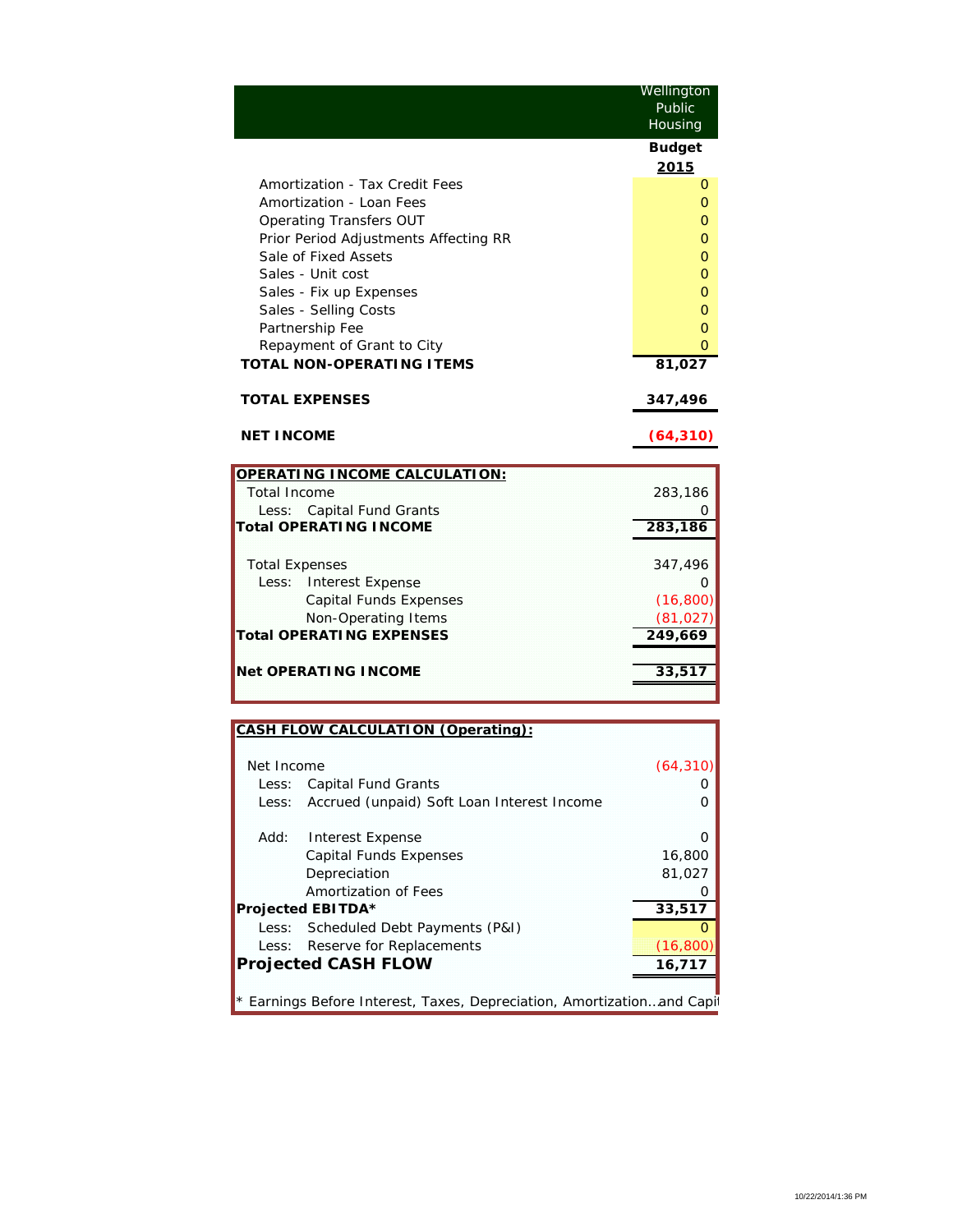| | Wellington Public Housing |
|---|---|
| | **Budget** |
| | **2015** |
| Amortization - Tax Credit Fees | 0 |
| Amortization - Loan Fees | 0 |
| Operating Transfers OUT | 0 |
| Prior Period Adjustments Affecting RR | 0 |
| Sale of Fixed Assets | 0 |
| Sales - Unit cost | 0 |
| Sales - Fix up Expenses | 0 |
| Sales - Selling Costs | 0 |
| Partnership Fee | 0 |
| Repayment of Grant to City | 0 |
| **TOTAL NON-OPERATING ITEMS** | **81,027** |
| **TOTAL EXPENSES** | **347,496** |
| **NET INCOME** | **(64,310)** |

| **OPERATING INCOME CALCULATION:** | |
|---|---|
| Total Income | 283,186 |
| Less: Capital Fund Grants | 0 |
| **Total OPERATING INCOME** | **283,186** |
| Total Expenses | 347,496 |
| Less: Interest Expense | 0 |
| Capital Funds Expenses | (16,800) |
| Non-Operating Items | (81,027) |
| **Total OPERATING EXPENSES** | **249,669** |
| **Net OPERATING INCOME** | **33,517** |

| **CASH FLOW CALCULATION (Operating):** | |
|---|---|
| Net Income | (64,310) |
| Less: Capital Fund Grants | 0 |
| Less: Accrued (unpaid) Soft Loan Interest Income | 0 |
| Add: Interest Expense | 0 |
| Capital Funds Expenses | 16,800 |
| Depreciation | 81,027 |
| Amortization of Fees | 0 |
| **Projected EBITDA*** | **33,517** |
| Less: Scheduled Debt Payments (P&I) | 0 |
| Less: Reserve for Replacements | (16,800) |
| **Projected CASH FLOW** | **16,717** |

* Earnings Before Interest, Taxes, Depreciation, Amortization...and Capi